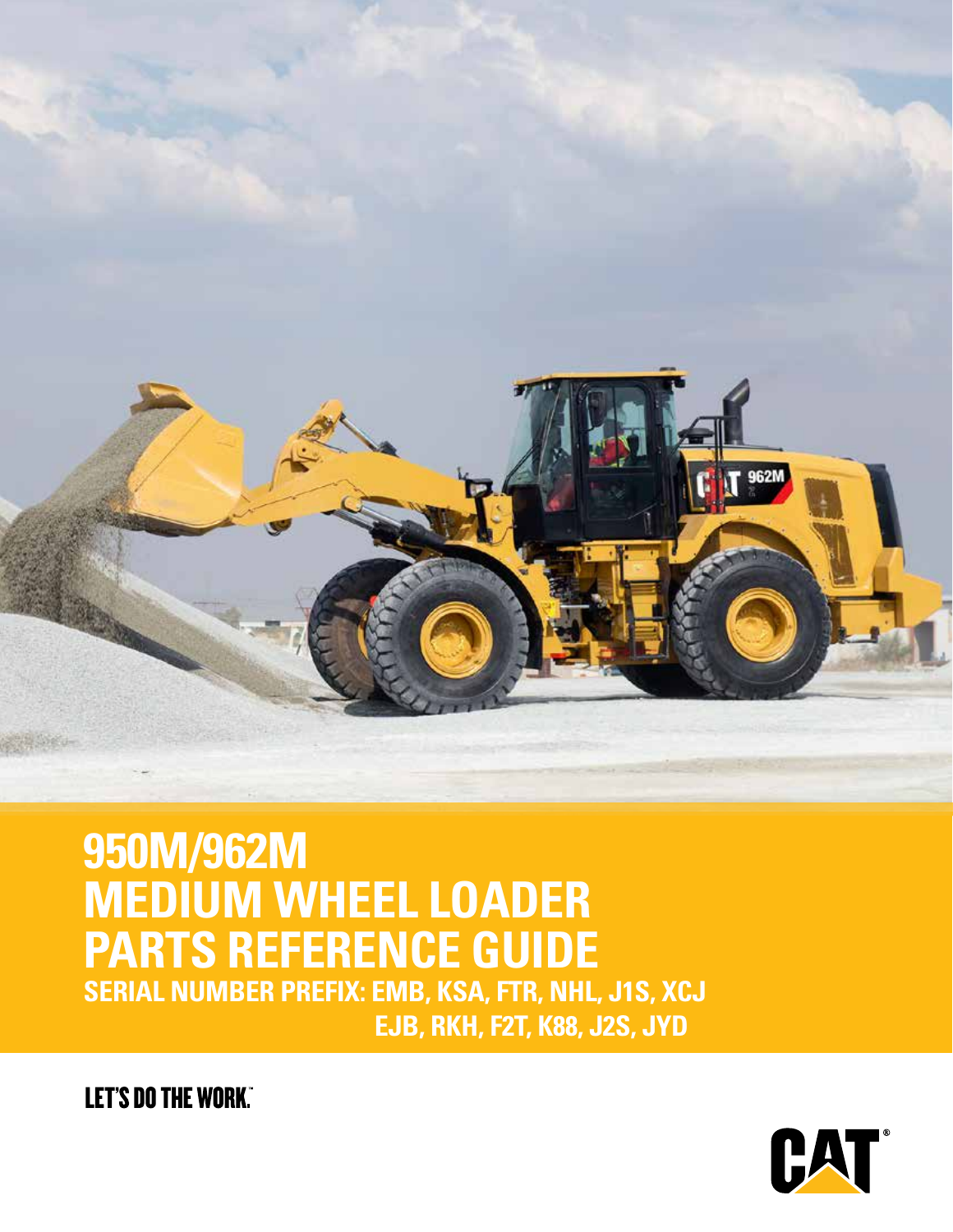# 950M/962M MEDIUM WHEEL LOADER PARTS REFERENCE GUIDE

**SERIAL NUMBER PREFIX: EMB, KSA, FTR, NHL, J1S, XCJ EJB, RKH, F2T, K88, J2S, JYD**

LET'S DO THE WORK.™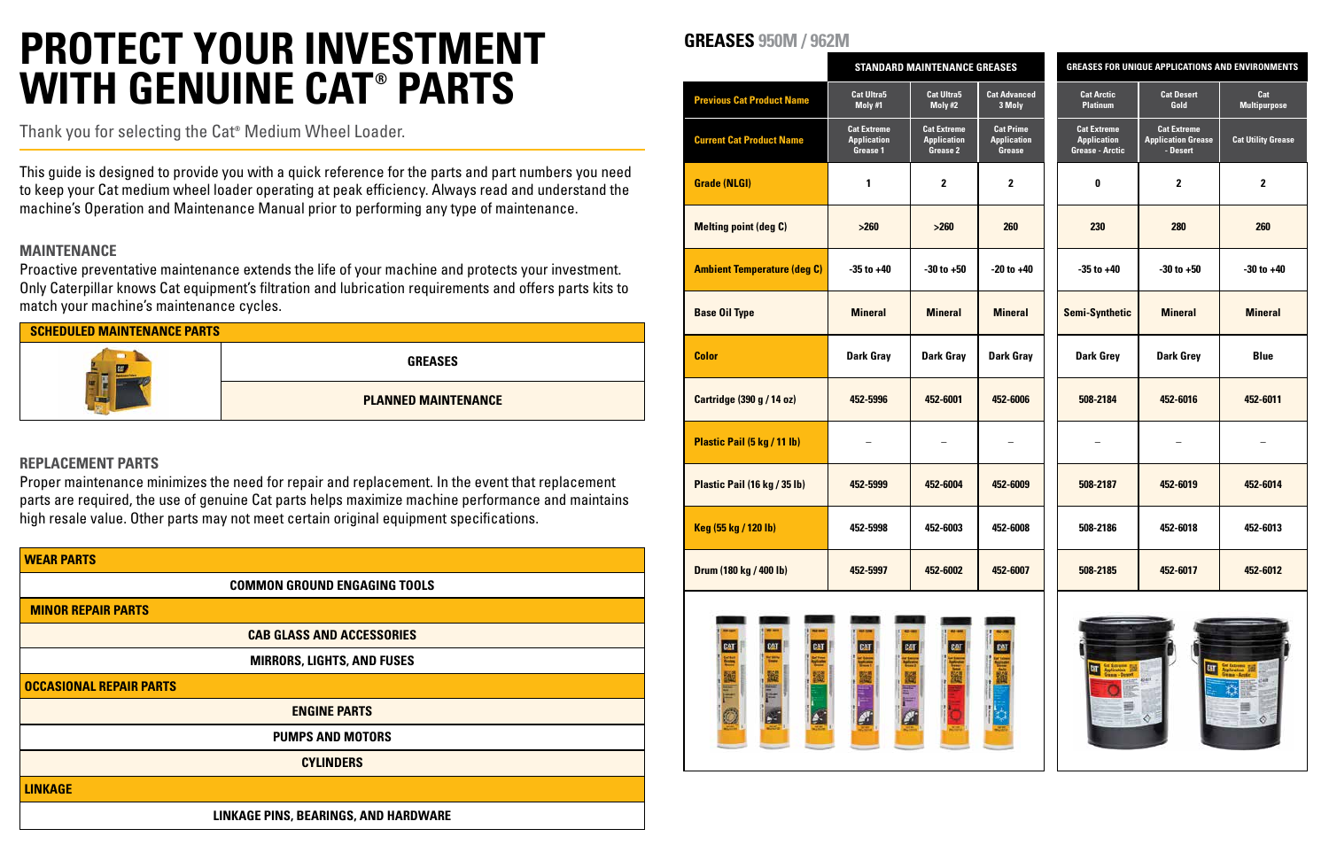# PROTECT YOUR INVESTMENT WITH GENUINE CAT® PARTS

Thank you for selecting the Cat® Medium Wheel Loader.

This guide is designed to provide you with a quick reference for the parts and part numbers you need to keep your Cat medium wheel loader operating at peak efficiency. Always read and understand the machine's Operation and Maintenance Manual prior to performing any type of maintenance.

## MAINTENANCE

Proactive preventative maintenance extends the life of your machine and protects your investment. Only Caterpillar knows Cat equipment's filtration and lubrication requirements and offers parts kits to match your machine's maintenance cycles.

| SCHEDULED MAINTENANCE PARTS |
| --- |
| GREASES |
| PLANNED MAINTENANCE |

## REPLACEMENT PARTS

Proper maintenance minimizes the need for repair and replacement. In the event that replacement parts are required, the use of genuine Cat parts helps maximize machine performance and maintains high resale value. Other parts may not meet certain original equipment specifications.

| WEAR PARTS |
| --- |
| COMMON GROUND ENGAGING TOOLS |
| **MINOR REPAIR PARTS** |
| CAB GLASS AND ACCESSORIES |
| MIRRORS, LIGHTS, AND FUSES |
| **OCCASIONAL REPAIR PARTS** |
| ENGINE PARTS |
| PUMPS AND MOTORS |
| CYLINDERS |
| **LINKAGE** |
| LINKAGE PINS, BEARINGS, AND HARDWARE |

## GREASES 950M / 962M

| | STANDARD MAINTENANCE GREASES | | | GREASES FOR UNIQUE APPLICATIONS AND ENVIRONMENTS | | |
| --- | --- | --- | --- | --- | --- | --- |
| **Previous Cat Product Name** | Cat Ultra5 Moly #1 | Cat Ultra5 Moly #2 | Cat Advanced 3 Moly | Cat Arctic Platinum | Cat Desert Gold | Cat Multipurpose |
| **Current Cat Product Name** | Cat Extreme Application Grease 1 | Cat Extreme Application Grease 2 | Cat Prime Application Grease | Cat Extreme Application Grease - Arctic | Cat Extreme Application Grease - Desert | Cat Utility Grease |
| **Grade (NLGI)** | 1 | 2 | 2 | 0 | 2 | 2 |
| **Melting point (deg C)** | >260 | >260 | 260 | 230 | 280 | 260 |
| **Ambient Temperature (deg C)** | -35 to +40 | -30 to +50 | -20 to +40 | -35 to +40 | -30 to +50 | -30 to +40 |
| **Base Oil Type** | Mineral | Mineral | Mineral | Semi-Synthetic | Mineral | Mineral |
| **Color** | Dark Gray | Dark Gray | Dark Gray | Dark Grey | Dark Grey | Blue |
| **Cartridge (390 g / 14 oz)** | 452-5996 | 452-6001 | 452-6006 | 508-2184 | 452-6016 | 452-6011 |
| **Plastic Pail (5 kg / 11 lb)** | – | – | – | – | – | – |
| **Plastic Pail (16 kg / 35 lb)** | 452-5999 | 452-6004 | 452-6009 | 508-2187 | 452-6019 | 452-6014 |
| **Keg (55 kg / 120 lb)** | 452-5998 | 452-6003 | 452-6008 | 508-2186 | 452-6018 | 452-6013 |
| **Drum (180 kg / 400 lb)** | 452-5997 | 452-6002 | 452-6007 | 508-2185 | 452-6017 | 452-6012 |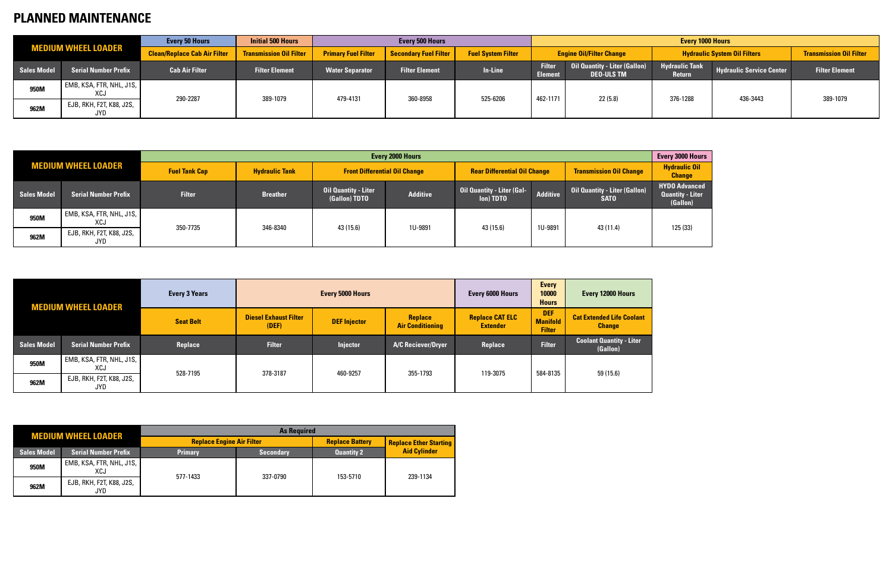# PLANNED MAINTENANCE

| MEDIUM WHEEL LOADER | | Every 50 Hours | Initial 500 Hours | Every 500 Hours | | | Every 1000 Hours | | | | |
|---|---|---|---|---|---|---|---|---|---|---|---|
| | | Clean/Replace Cab Air Filter | Transmission Oil Filter | Primary Fuel Filter | Secondary Fuel Filter | Fuel System Filter | Engine Oil/Filter Change | | Hydraulic System Oil Filters | | Transmission Oil Filter |
| Sales Model | Serial Number Prefix | Cab Air Filter | Filter Element | Water Separator | Filter Element | In-Line | Filter Element | Oil Quantity - Liter (Gallon) DEO-ULS TM | Hydraulic Tank Return | Hydraulic Service Center | Filter Element |
| 950M | EMB, KSA, FTR, NHL, J1S, XCJ | 290-2287 | 389-1079 | 479-4131 | 360-8958 | 525-6206 | 462-1171 | 22 (5.8) | 376-1288 | 436-3443 | 389-1079 |
| 962M | EJB, RKH, F2T, K88, J2S, JYD | | | | | | | | | | |

| MEDIUM WHEEL LOADER | | Every 2000 Hours | | | | | | | Every 3000 Hours |
|---|---|---|---|---|---|---|---|---|---|
| | | Fuel Tank Cap | Hydraulic Tank | Front Differential Oil Change | | Rear Differential Oil Change | | Transmission Oil Change | Hydraulic Oil Change |
| Sales Model | Serial Number Prefix | Filter | Breather | Oil Quantity - Liter (Gallon) TDTO | Additive | Oil Quantity - Liter (Gallon) TDTO | Additive | Oil Quantity - Liter (Gallon) SATO | HYDO Advanced Quantity - Liter (Gallon) |
| 950M | EMB, KSA, FTR, NHL, J1S, XCJ | 350-7735 | 346-8340 | 43 (15.6) | 1U-9891 | 43 (15.6) | 1U-9891 | 43 (11.4) | 125 (33) |
| 962M | EJB, RKH, F2T, K88, J2S, JYD | | | | | | | | |

| MEDIUM WHEEL LOADER | | Every 3 Years | Every 5000 Hours | | | Every 6000 Hours | Every 10000 Hours | Every 12000 Hours |
|---|---|---|---|---|---|---|---|---|
| | | Seat Belt | Diesel Exhaust Filter (DEF) | DEF Injector | Replace Air Conditioning | Replace CAT ELC Extender | DEF Manifold Filter | Cat Extended Life Coolant Change |
| Sales Model | Serial Number Prefix | Replace | Filter | Injector | A/C Reciever/Dryer | Replace | Filter | Coolant Quantity - Liter (Gallon) |
| 950M | EMB, KSA, FTR, NHL, J1S, XCJ | 528-7195 | 378-3187 | 460-9257 | 355-1793 | 119-3075 | 584-8135 | 59 (15.6) |
| 962M | EJB, RKH, F2T, K88, J2S, JYD | | | | | | | |

| MEDIUM WHEEL LOADER | | As Required | | | |
|---|---|---|---|---|---|
| | | Replace Engine Air Filter | | Replace Battery | Replace Ether Starting Aid Cylinder |
| Sales Model | Serial Number Prefix | Primary | Secondary | Quantity 2 | |
| 950M | EMB, KSA, FTR, NHL, J1S, XCJ | 577-1433 | 337-0790 | 153-5710 | 239-1134 |
| 962M | EJB, RKH, F2T, K88, J2S, JYD | | | | |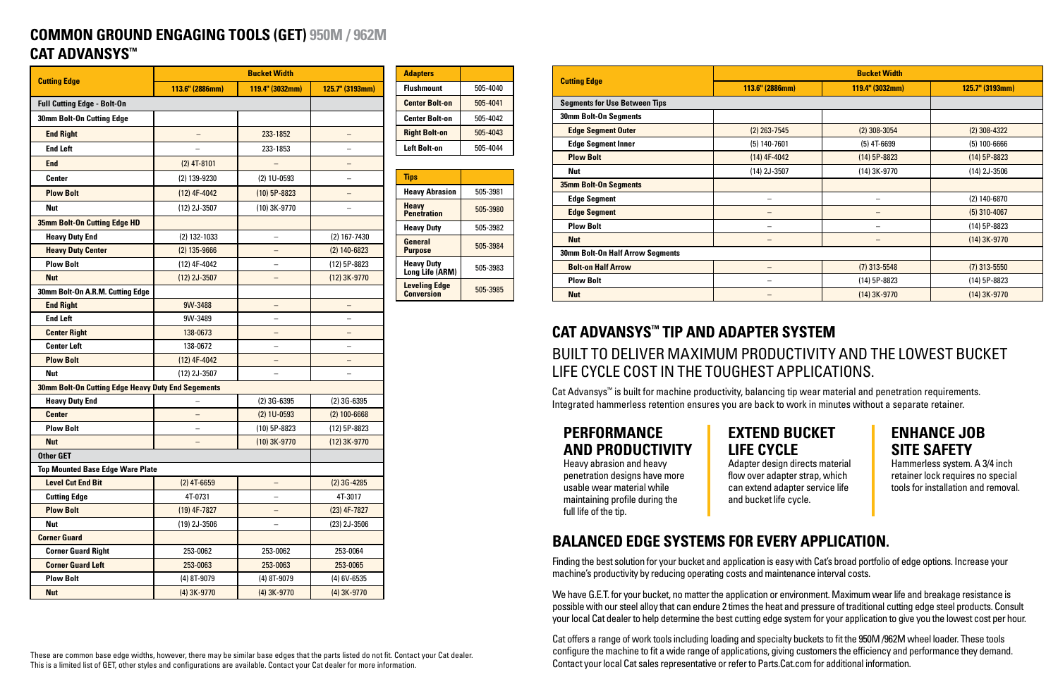# COMMON GROUND ENGAGING TOOLS (GET) 950M / 962M

## CAT ADVANSYS™

| Cutting Edge | Bucket Width | | |
|---|---|---|---|
| | 113.6" (2886mm) | 119.4" (3032mm) | 125.7" (3193mm) |
| **Full Cutting Edge - Bolt-On** | | | |
| **30mm Bolt-On Cutting Edge** | | | |
| End Right | – | 233-1852 | – |
| End Left | – | 233-1853 | – |
| End | (2) 4T-8101 | – | – |
| Center | (2) 139-9230 | (2) 1U-0593 | – |
| Plow Bolt | (12) 4F-4042 | (10) 5P-8823 | – |
| Nut | (12) 2J-3507 | (10) 3K-9770 | – |
| **35mm Bolt-On Cutting Edge HD** | | | |
| Heavy Duty End | (2) 132-1033 | – | (2) 167-7430 |
| Heavy Duty Center | (2) 135-9666 | – | (2) 140-6823 |
| Plow Bolt | (12) 4F-4042 | – | (12) 5P-8823 |
| Nut | (12) 2J-3507 | – | (12) 3K-9770 |
| **30mm Bolt-On A.R.M. Cutting Edge** | | | |
| End Right | 9W-3488 | – | – |
| End Left | 9W-3489 | – | – |
| Center Right | 138-0673 | – | – |
| Center Left | 138-0672 | – | – |
| Plow Bolt | (12) 4F-4042 | – | – |
| Nut | (12) 2J-3507 | – | – |
| **30mm Bolt-On Cutting Edge Heavy Duty End Segements** | | | |
| Heavy Duty End | – | (2) 3G-6395 | (2) 3G-6395 |
| Center | – | (2) 1U-0593 | (2) 100-6668 |
| Plow Bolt | – | (10) 5P-8823 | (12) 5P-8823 |
| Nut | – | (10) 3K-9770 | (12) 3K-9770 |
| **Other GET** | | | |
| **Top Mounted Base Edge Ware Plate** | | | |
| Level Cut End Bit | (2) 4T-6659 | – | (2) 3G-4285 |
| Cutting Edge | 4T-0731 | – | 4T-3017 |
| Plow Bolt | (19) 4F-7827 | – | (23) 4F-7827 |
| Nut | (19) 2J-3506 | – | (23) 2J-3506 |
| **Corner Guard** | | | |
| Corner Guard Right | 253-0062 | 253-0062 | 253-0064 |
| Corner Guard Left | 253-0063 | 253-0063 | 253-0065 |
| Plow Bolt | (4) 8T-9079 | (4) 8T-9079 | (4) 6V-6535 |
| Nut | (4) 3K-9770 | (4) 3K-9770 | (4) 3K-9770 |

| Adapters | |
|---|---|
| Flushmount | 505-4040 |
| Center Bolt-on | 505-4041 |
| Center Bolt-on | 505-4042 |
| Right Bolt-on | 505-4043 |
| Left Bolt-on | 505-4044 |

| Tips | |
|---|---|
| Heavy Abrasion | 505-3981 |
| Heavy Penetration | 505-3980 |
| Heavy Duty | 505-3982 |
| General Purpose | 505-3984 |
| Heavy Duty Long Life (ARM) | 505-3983 |
| Leveling Edge Conversion | 505-3985 |

| Cutting Edge | Bucket Width | | |
|---|---|---|---|
| | 113.6" (2886mm) | 119.4" (3032mm) | 125.7" (3193mm) |
| **Segments for Use Between Tips** | | | |
| **30mm Bolt-On Segments** | | | |
| Edge Segment Outer | (2) 263-7545 | (2) 308-3054 | (2) 308-4322 |
| Edge Segment Inner | (5) 140-7601 | (5) 4T-6699 | (5) 100-6666 |
| Plow Bolt | (14) 4F-4042 | (14) 5P-8823 | (14) 5P-8823 |
| Nut | (14) 2J-3507 | (14) 3K-9770 | (14) 2J-3506 |
| **35mm Bolt-On Segments** | | | |
| Edge Segment | – | – | (2) 140-6870 |
| Edge Segment | – | – | (5) 310-4067 |
| Plow Bolt | – | – | (14) 5P-8823 |
| Nut | – | – | (14) 3K-9770 |
| **30mm Bolt-On Half Arrow Segments** | | | |
| Bolt-on Half Arrow | – | (7) 313-5548 | (7) 313-5550 |
| Plow Bolt | – | (14) 5P-8823 | (14) 5P-8823 |
| Nut | – | (14) 3K-9770 | (14) 3K-9770 |

These are common base edge widths, however, there may be similar base edges that the parts listed do not fit. Contact your Cat dealer. This is a limited list of GET, other styles and configurations are available. Contact your Cat dealer for more information.

## CAT ADVANSYS™ TIP AND ADAPTER SYSTEM

### BUILT TO DELIVER MAXIMUM PRODUCTIVITY AND THE LOWEST BUCKET LIFE CYCLE COST IN THE TOUGHEST APPLICATIONS.

Cat Advansys™ is built for machine productivity, balancing tip wear material and penetration requirements. Integrated hammerless retention ensures you are back to work in minutes without a separate retainer.

### PERFORMANCE AND PRODUCTIVITY

Heavy abrasion and heavy penetration designs have more usable wear material while maintaining profile during the full life of the tip.

### EXTEND BUCKET LIFE CYCLE

Adapter design directs material flow over adapter strap, which can extend adapter service life and bucket life cycle.

### ENHANCE JOB SITE SAFETY

Hammerless system. A 3/4 inch retainer lock requires no special tools for installation and removal.

## BALANCED EDGE SYSTEMS FOR EVERY APPLICATION.

Finding the best solution for your bucket and application is easy with Cat's broad portfolio of edge options. Increase your machine's productivity by reducing operating costs and maintenance interval costs.

We have G.E.T. for your bucket, no matter the application or environment. Maximum wear life and breakage resistance is possible with our steel alloy that can endure 2 times the heat and pressure of traditional cutting edge steel products. Consult your local Cat dealer to help determine the best cutting edge system for your application to give you the lowest cost per hour.

Cat offers a range of work tools including loading and specialty buckets to fit the 950M /962M wheel loader. These tools configure the machine to fit a wide range of applications, giving customers the efficiency and performance they demand. Contact your local Cat sales representative or refer to Parts.Cat.com for additional information.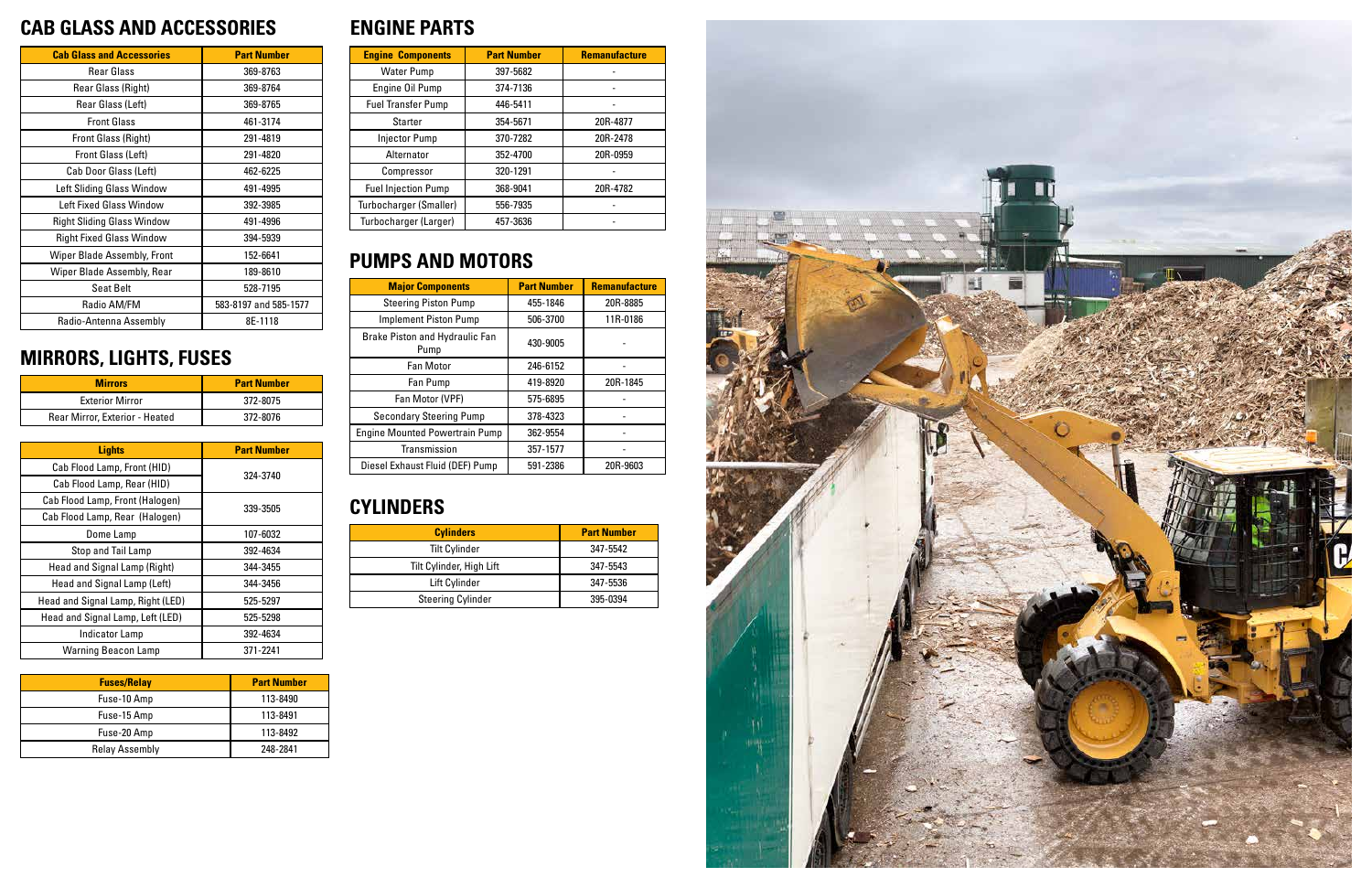# CAB GLASS AND ACCESSORIES

| Cab Glass and Accessories | Part Number |
|---|---|
| Rear Glass | 369-8763 |
| Rear Glass (Right) | 369-8764 |
| Rear Glass (Left) | 369-8765 |
| Front Glass | 461-3174 |
| Front Glass (Right) | 291-4819 |
| Front Glass (Left) | 291-4820 |
| Cab Door Glass (Left) | 462-6225 |
| Left Sliding Glass Window | 491-4995 |
| Left Fixed Glass Window | 392-3985 |
| Right Sliding Glass Window | 491-4996 |
| Right Fixed Glass Window | 394-5939 |
| Wiper Blade Assembly, Front | 152-6641 |
| Wiper Blade Assembly, Rear | 189-8610 |
| Seat Belt | 528-7195 |
| Radio AM/FM | 583-8197 and 585-1577 |
| Radio-Antenna Assembly | 8E-1118 |

# MIRRORS, LIGHTS, FUSES

| Mirrors | Part Number |
|---|---|
| Exterior Mirror | 372-8075 |
| Rear Mirror, Exterior - Heated | 372-8076 |

| Lights | Part Number |
|---|---|
| Cab Flood Lamp, Front (HID) | 324-3740 |
| Cab Flood Lamp, Rear (HID) | |
| Cab Flood Lamp, Front (Halogen) | 339-3505 |
| Cab Flood Lamp, Rear (Halogen) | |
| Dome Lamp | 107-6032 |
| Stop and Tail Lamp | 392-4634 |
| Head and Signal Lamp (Right) | 344-3455 |
| Head and Signal Lamp (Left) | 344-3456 |
| Head and Signal Lamp, Right (LED) | 525-5297 |
| Head and Signal Lamp, Left (LED) | 525-5298 |
| Indicator Lamp | 392-4634 |
| Warning Beacon Lamp | 371-2241 |

| Fuses/Relay | Part Number |
|---|---|
| Fuse-10 Amp | 113-8490 |
| Fuse-15 Amp | 113-8491 |
| Fuse-20 Amp | 113-8492 |
| Relay Assembly | 248-2841 |

# ENGINE PARTS

| Engine Components | Part Number | Remanufacture |
|---|---|---|
| Water Pump | 397-5682 | - |
| Engine Oil Pump | 374-7136 | - |
| Fuel Transfer Pump | 446-5411 | - |
| Starter | 354-5671 | 20R-4877 |
| Injector Pump | 370-7282 | 20R-2478 |
| Alternator | 352-4700 | 20R-0959 |
| Compressor | 320-1291 | - |
| Fuel Injection Pump | 368-9041 | 20R-4782 |
| Turbocharger (Smaller) | 556-7935 | - |
| Turbocharger (Larger) | 457-3636 | - |

# PUMPS AND MOTORS

| Major Components | Part Number | Remanufacture |
|---|---|---|
| Steering Piston Pump | 455-1846 | 20R-8885 |
| Implement Piston Pump | 506-3700 | 11R-0186 |
| Brake Piston and Hydraulic Fan Pump | 430-9005 | - |
| Fan Motor | 246-6152 | - |
| Fan Pump | 419-8920 | 20R-1845 |
| Fan Motor (VPF) | 575-6895 | - |
| Secondary Steering Pump | 378-4323 | - |
| Engine Mounted Powertrain Pump | 362-9554 | - |
| Transmission | 357-1577 | - |
| Diesel Exhaust Fluid (DEF) Pump | 591-2386 | 20R-9603 |

# CYLINDERS

| Cylinders | Part Number |
|---|---|
| Tilt Cylinder | 347-5542 |
| Tilt Cylinder, High Lift | 347-5543 |
| Lift Cylinder | 347-5536 |
| Steering Cylinder | 395-0394 |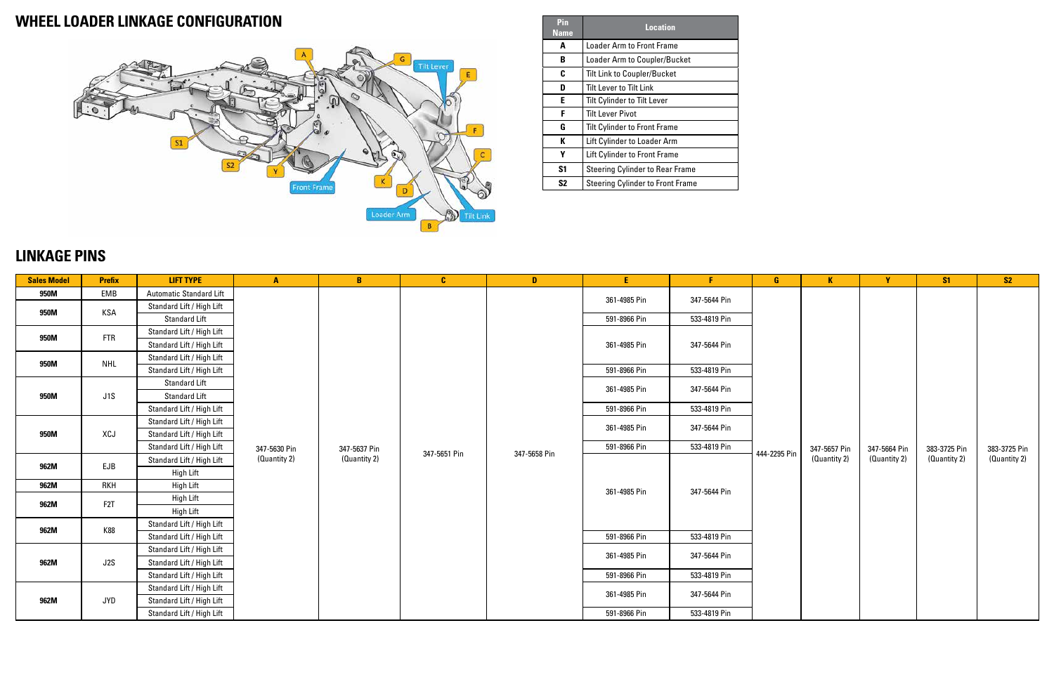# WHEEL LOADER LINKAGE CONFIGURATION

| Pin Name | Location |
|---|---|
| A | Loader Arm to Front Frame |
| B | Loader Arm to Coupler/Bucket |
| C | Tilt Link to Coupler/Bucket |
| D | Tilt Lever to Tilt Link |
| E | Tilt Cylinder to Tilt Lever |
| F | Tilt Lever Pivot |
| G | Tilt Cylinder to Front Frame |
| K | Lift Cylinder to Loader Arm |
| Y | Lift Cylinder to Front Frame |
| S1 | Steering Cylinder to Rear Frame |
| S2 | Steering Cylinder to Front Frame |

# LINKAGE PINS

| Sales Model | Prefix | LIFT TYPE | A | B | C | D | E | F | G | K | Y | S1 | S2 |
|---|---|---|---|---|---|---|---|---|---|---|---|---|---|
| 950M | EMB | Automatic Standard Lift | 347-5630 Pin (Quantity 2) | 347-5637 Pin (Quantity 2) | 347-5651 Pin | 347-5658 Pin | 361-4985 Pin | 347-5644 Pin | 444-2295 Pin | 347-5657 Pin (Quantity 2) | 347-5664 Pin (Quantity 2) | 383-3725 Pin (Quantity 2) | 383-3725 Pin (Quantity 2) |
| 950M | KSA | Standard Lift / High Lift | 347-5630 Pin (Quantity 2) | 347-5637 Pin (Quantity 2) | 347-5651 Pin | 347-5658 Pin | 361-4985 Pin | 347-5644 Pin | 444-2295 Pin | 347-5657 Pin (Quantity 2) | 347-5664 Pin (Quantity 2) | 383-3725 Pin (Quantity 2) | 383-3725 Pin (Quantity 2) |
| 950M | KSA | Standard Lift | 347-5630 Pin (Quantity 2) | 347-5637 Pin (Quantity 2) | 347-5651 Pin | 347-5658 Pin | 591-8966 Pin | 533-4819 Pin | 444-2295 Pin | 347-5657 Pin (Quantity 2) | 347-5664 Pin (Quantity 2) | 383-3725 Pin (Quantity 2) | 383-3725 Pin (Quantity 2) |
| 950M | FTR | Standard Lift / High Lift | 347-5630 Pin (Quantity 2) | 347-5637 Pin (Quantity 2) | 347-5651 Pin | 347-5658 Pin | 361-4985 Pin | 347-5644 Pin | 444-2295 Pin | 347-5657 Pin (Quantity 2) | 347-5664 Pin (Quantity 2) | 383-3725 Pin (Quantity 2) | 383-3725 Pin (Quantity 2) |
| 950M | FTR | Standard Lift / High Lift | 347-5630 Pin (Quantity 2) | 347-5637 Pin (Quantity 2) | 347-5651 Pin | 347-5658 Pin | 361-4985 Pin | 347-5644 Pin | 444-2295 Pin | 347-5657 Pin (Quantity 2) | 347-5664 Pin (Quantity 2) | 383-3725 Pin (Quantity 2) | 383-3725 Pin (Quantity 2) |
| 950M | NHL | Standard Lift / High Lift | 347-5630 Pin (Quantity 2) | 347-5637 Pin (Quantity 2) | 347-5651 Pin | 347-5658 Pin | 361-4985 Pin | 347-5644 Pin | 444-2295 Pin | 347-5657 Pin (Quantity 2) | 347-5664 Pin (Quantity 2) | 383-3725 Pin (Quantity 2) | 383-3725 Pin (Quantity 2) |
| 950M | NHL | Standard Lift / High Lift | 347-5630 Pin (Quantity 2) | 347-5637 Pin (Quantity 2) | 347-5651 Pin | 347-5658 Pin | 591-8966 Pin | 533-4819 Pin | 444-2295 Pin | 347-5657 Pin (Quantity 2) | 347-5664 Pin (Quantity 2) | 383-3725 Pin (Quantity 2) | 383-3725 Pin (Quantity 2) |
| 950M | J1S | Standard Lift | 347-5630 Pin (Quantity 2) | 347-5637 Pin (Quantity 2) | 347-5651 Pin | 347-5658 Pin | 361-4985 Pin | 347-5644 Pin | 444-2295 Pin | 347-5657 Pin (Quantity 2) | 347-5664 Pin (Quantity 2) | 383-3725 Pin (Quantity 2) | 383-3725 Pin (Quantity 2) |
| 950M | J1S | Standard Lift | 347-5630 Pin (Quantity 2) | 347-5637 Pin (Quantity 2) | 347-5651 Pin | 347-5658 Pin | 361-4985 Pin | 347-5644 Pin | 444-2295 Pin | 347-5657 Pin (Quantity 2) | 347-5664 Pin (Quantity 2) | 383-3725 Pin (Quantity 2) | 383-3725 Pin (Quantity 2) |
| 950M | J1S | Standard Lift / High Lift | 347-5630 Pin (Quantity 2) | 347-5637 Pin (Quantity 2) | 347-5651 Pin | 347-5658 Pin | 591-8966 Pin | 533-4819 Pin | 444-2295 Pin | 347-5657 Pin (Quantity 2) | 347-5664 Pin (Quantity 2) | 383-3725 Pin (Quantity 2) | 383-3725 Pin (Quantity 2) |
| 950M | XCJ | Standard Lift / High Lift | 347-5630 Pin (Quantity 2) | 347-5637 Pin (Quantity 2) | 347-5651 Pin | 347-5658 Pin | 361-4985 Pin | 347-5644 Pin | 444-2295 Pin | 347-5657 Pin (Quantity 2) | 347-5664 Pin (Quantity 2) | 383-3725 Pin (Quantity 2) | 383-3725 Pin (Quantity 2) |
| 950M | XCJ | Standard Lift / High Lift | 347-5630 Pin (Quantity 2) | 347-5637 Pin (Quantity 2) | 347-5651 Pin | 347-5658 Pin | 361-4985 Pin | 347-5644 Pin | 444-2295 Pin | 347-5657 Pin (Quantity 2) | 347-5664 Pin (Quantity 2) | 383-3725 Pin (Quantity 2) | 383-3725 Pin (Quantity 2) |
| 950M | XCJ | Standard Lift / High Lift | 347-5630 Pin (Quantity 2) | 347-5637 Pin (Quantity 2) | 347-5651 Pin | 347-5658 Pin | 591-8966 Pin | 533-4819 Pin | 444-2295 Pin | 347-5657 Pin (Quantity 2) | 347-5664 Pin (Quantity 2) | 383-3725 Pin (Quantity 2) | 383-3725 Pin (Quantity 2) |
| 962M | EJB | Standard Lift / High Lift | 347-5630 Pin (Quantity 2) | 347-5637 Pin (Quantity 2) | 347-5651 Pin | 347-5658 Pin | 361-4985 Pin | 347-5644 Pin | 444-2295 Pin | 347-5657 Pin (Quantity 2) | 347-5664 Pin (Quantity 2) | 383-3725 Pin (Quantity 2) | 383-3725 Pin (Quantity 2) |
| 962M | EJB | High Lift | 347-5630 Pin (Quantity 2) | 347-5637 Pin (Quantity 2) | 347-5651 Pin | 347-5658 Pin | 361-4985 Pin | 347-5644 Pin | 444-2295 Pin | 347-5657 Pin (Quantity 2) | 347-5664 Pin (Quantity 2) | 383-3725 Pin (Quantity 2) | 383-3725 Pin (Quantity 2) |
| 962M | RKH | High Lift | 347-5630 Pin (Quantity 2) | 347-5637 Pin (Quantity 2) | 347-5651 Pin | 347-5658 Pin | 361-4985 Pin | 347-5644 Pin | 444-2295 Pin | 347-5657 Pin (Quantity 2) | 347-5664 Pin (Quantity 2) | 383-3725 Pin (Quantity 2) | 383-3725 Pin (Quantity 2) |
| 962M | F2T | High Lift | 347-5630 Pin (Quantity 2) | 347-5637 Pin (Quantity 2) | 347-5651 Pin | 347-5658 Pin | 361-4985 Pin | 347-5644 Pin | 444-2295 Pin | 347-5657 Pin (Quantity 2) | 347-5664 Pin (Quantity 2) | 383-3725 Pin (Quantity 2) | 383-3725 Pin (Quantity 2) |
| 962M | F2T | High Lift | 347-5630 Pin (Quantity 2) | 347-5637 Pin (Quantity 2) | 347-5651 Pin | 347-5658 Pin | 361-4985 Pin | 347-5644 Pin | 444-2295 Pin | 347-5657 Pin (Quantity 2) | 347-5664 Pin (Quantity 2) | 383-3725 Pin (Quantity 2) | 383-3725 Pin (Quantity 2) |
| 962M | K88 | Standard Lift / High Lift | 347-5630 Pin (Quantity 2) | 347-5637 Pin (Quantity 2) | 347-5651 Pin | 347-5658 Pin | 361-4985 Pin | 347-5644 Pin | 444-2295 Pin | 347-5657 Pin (Quantity 2) | 347-5664 Pin (Quantity 2) | 383-3725 Pin (Quantity 2) | 383-3725 Pin (Quantity 2) |
| 962M | K88 | Standard Lift / High Lift | 347-5630 Pin (Quantity 2) | 347-5637 Pin (Quantity 2) | 347-5651 Pin | 347-5658 Pin | 591-8966 Pin | 533-4819 Pin | 444-2295 Pin | 347-5657 Pin (Quantity 2) | 347-5664 Pin (Quantity 2) | 383-3725 Pin (Quantity 2) | 383-3725 Pin (Quantity 2) |
| 962M | J2S | Standard Lift / High Lift | 347-5630 Pin (Quantity 2) | 347-5637 Pin (Quantity 2) | 347-5651 Pin | 347-5658 Pin | 361-4985 Pin | 347-5644 Pin | 444-2295 Pin | 347-5657 Pin (Quantity 2) | 347-5664 Pin (Quantity 2) | 383-3725 Pin (Quantity 2) | 383-3725 Pin (Quantity 2) |
| 962M | J2S | Standard Lift / High Lift | 347-5630 Pin (Quantity 2) | 347-5637 Pin (Quantity 2) | 347-5651 Pin | 347-5658 Pin | 361-4985 Pin | 347-5644 Pin | 444-2295 Pin | 347-5657 Pin (Quantity 2) | 347-5664 Pin (Quantity 2) | 383-3725 Pin (Quantity 2) | 383-3725 Pin (Quantity 2) |
| 962M | J2S | Standard Lift / High Lift | 347-5630 Pin (Quantity 2) | 347-5637 Pin (Quantity 2) | 347-5651 Pin | 347-5658 Pin | 591-8966 Pin | 533-4819 Pin | 444-2295 Pin | 347-5657 Pin (Quantity 2) | 347-5664 Pin (Quantity 2) | 383-3725 Pin (Quantity 2) | 383-3725 Pin (Quantity 2) |
| 962M | JYD | Standard Lift / High Lift | 347-5630 Pin (Quantity 2) | 347-5637 Pin (Quantity 2) | 347-5651 Pin | 347-5658 Pin | 361-4985 Pin | 347-5644 Pin | 444-2295 Pin | 347-5657 Pin (Quantity 2) | 347-5664 Pin (Quantity 2) | 383-3725 Pin (Quantity 2) | 383-3725 Pin (Quantity 2) |
| 962M | JYD | Standard Lift / High Lift | 347-5630 Pin (Quantity 2) | 347-5637 Pin (Quantity 2) | 347-5651 Pin | 347-5658 Pin | 361-4985 Pin | 347-5644 Pin | 444-2295 Pin | 347-5657 Pin (Quantity 2) | 347-5664 Pin (Quantity 2) | 383-3725 Pin (Quantity 2) | 383-3725 Pin (Quantity 2) |
| 962M | JYD | Standard Lift / High Lift | 347-5630 Pin (Quantity 2) | 347-5637 Pin (Quantity 2) | 347-5651 Pin | 347-5658 Pin | 591-8966 Pin | 533-4819 Pin | 444-2295 Pin | 347-5657 Pin (Quantity 2) | 347-5664 Pin (Quantity 2) | 383-3725 Pin (Quantity 2) | 383-3725 Pin (Quantity 2) |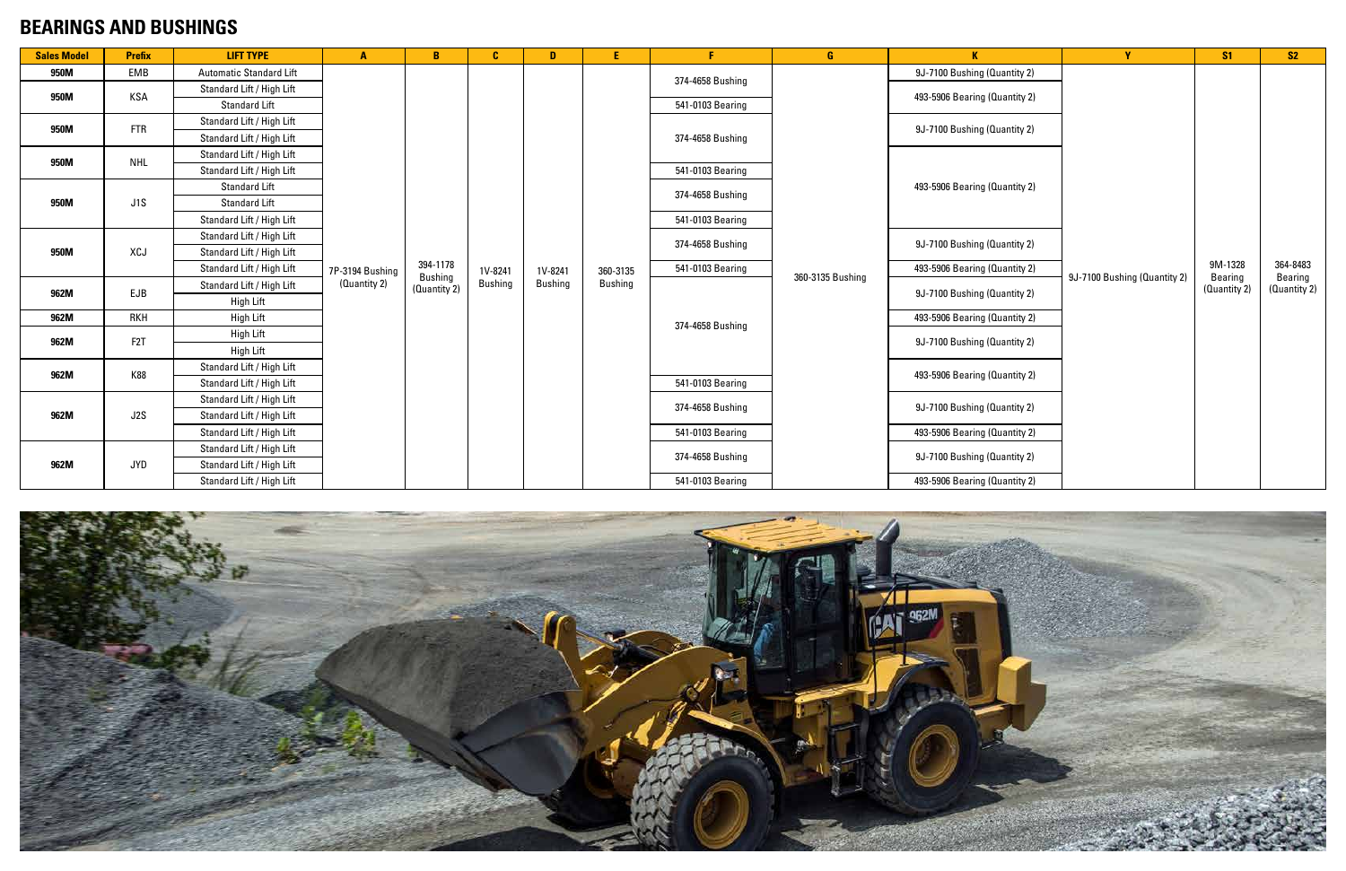## BEARINGS AND BUSHINGS

| Sales Model | Prefix | LIFT TYPE | A | B | C | D | E | F | G | K | Y | S1 | S2 |
|---|---|---|---|---|---|---|---|---|---|---|---|---|---|
| 950M | EMB | Automatic Standard Lift | 7P-3194 Bushing (Quantity 2) | 394-1178 Bushing (Quantity 2) | 1V-8241 Bushing | 1V-8241 Bushing | 360-3135 Bushing | 374-4658 Bushing | 360-3135 Bushing | 9J-7100 Bushing (Quantity 2) | 9J-7100 Bushing (Quantity 2) | 9M-1328 Bearing (Quantity 2) | 364-8483 Bearing (Quantity 2) |
| 950M | KSA | Standard Lift / High Lift | 7P-3194 Bushing (Quantity 2) | 394-1178 Bushing (Quantity 2) | 1V-8241 Bushing | 1V-8241 Bushing | 360-3135 Bushing | 374-4658 Bushing | 360-3135 Bushing | 493-5906 Bearing (Quantity 2) | 9J-7100 Bushing (Quantity 2) | 9M-1328 Bearing (Quantity 2) | 364-8483 Bearing (Quantity 2) |
| 950M | KSA | Standard Lift | 7P-3194 Bushing (Quantity 2) | 394-1178 Bushing (Quantity 2) | 1V-8241 Bushing | 1V-8241 Bushing | 360-3135 Bushing | 541-0103 Bearing | 360-3135 Bushing | 493-5906 Bearing (Quantity 2) | 9J-7100 Bushing (Quantity 2) | 9M-1328 Bearing (Quantity 2) | 364-8483 Bearing (Quantity 2) |
| 950M | FTR | Standard Lift / High Lift | 7P-3194 Bushing (Quantity 2) | 394-1178 Bushing (Quantity 2) | 1V-8241 Bushing | 1V-8241 Bushing | 360-3135 Bushing | 374-4658 Bushing | 360-3135 Bushing | 9J-7100 Bushing (Quantity 2) | 9J-7100 Bushing (Quantity 2) | 9M-1328 Bearing (Quantity 2) | 364-8483 Bearing (Quantity 2) |
| 950M | FTR | Standard Lift / High Lift | 7P-3194 Bushing (Quantity 2) | 394-1178 Bushing (Quantity 2) | 1V-8241 Bushing | 1V-8241 Bushing | 360-3135 Bushing | 374-4658 Bushing | 360-3135 Bushing | 9J-7100 Bushing (Quantity 2) | 9J-7100 Bushing (Quantity 2) | 9M-1328 Bearing (Quantity 2) | 364-8483 Bearing (Quantity 2) |
| 950M | NHL | Standard Lift / High Lift | 7P-3194 Bushing (Quantity 2) | 394-1178 Bushing (Quantity 2) | 1V-8241 Bushing | 1V-8241 Bushing | 360-3135 Bushing | 374-4658 Bushing | 360-3135 Bushing | 493-5906 Bearing (Quantity 2) | 9J-7100 Bushing (Quantity 2) | 9M-1328 Bearing (Quantity 2) | 364-8483 Bearing (Quantity 2) |
| 950M | NHL | Standard Lift / High Lift | 7P-3194 Bushing (Quantity 2) | 394-1178 Bushing (Quantity 2) | 1V-8241 Bushing | 1V-8241 Bushing | 360-3135 Bushing | 541-0103 Bearing | 360-3135 Bushing | 493-5906 Bearing (Quantity 2) | 9J-7100 Bushing (Quantity 2) | 9M-1328 Bearing (Quantity 2) | 364-8483 Bearing (Quantity 2) |
| 950M | J1S | Standard Lift | 7P-3194 Bushing (Quantity 2) | 394-1178 Bushing (Quantity 2) | 1V-8241 Bushing | 1V-8241 Bushing | 360-3135 Bushing | 374-4658 Bushing | 360-3135 Bushing | 493-5906 Bearing (Quantity 2) | 9J-7100 Bushing (Quantity 2) | 9M-1328 Bearing (Quantity 2) | 364-8483 Bearing (Quantity 2) |
| 950M | J1S | Standard Lift | 7P-3194 Bushing (Quantity 2) | 394-1178 Bushing (Quantity 2) | 1V-8241 Bushing | 1V-8241 Bushing | 360-3135 Bushing | 374-4658 Bushing | 360-3135 Bushing | 493-5906 Bearing (Quantity 2) | 9J-7100 Bushing (Quantity 2) | 9M-1328 Bearing (Quantity 2) | 364-8483 Bearing (Quantity 2) |
| 950M | J1S | Standard Lift / High Lift | 7P-3194 Bushing (Quantity 2) | 394-1178 Bushing (Quantity 2) | 1V-8241 Bushing | 1V-8241 Bushing | 360-3135 Bushing | 541-0103 Bearing | 360-3135 Bushing | 493-5906 Bearing (Quantity 2) | 9J-7100 Bushing (Quantity 2) | 9M-1328 Bearing (Quantity 2) | 364-8483 Bearing (Quantity 2) |
| 950M | XCJ | Standard Lift / High Lift | 7P-3194 Bushing (Quantity 2) | 394-1178 Bushing (Quantity 2) | 1V-8241 Bushing | 1V-8241 Bushing | 360-3135 Bushing | 374-4658 Bushing | 360-3135 Bushing | 9J-7100 Bushing (Quantity 2) | 9J-7100 Bushing (Quantity 2) | 9M-1328 Bearing (Quantity 2) | 364-8483 Bearing (Quantity 2) |
| 950M | XCJ | Standard Lift / High Lift | 7P-3194 Bushing (Quantity 2) | 394-1178 Bushing (Quantity 2) | 1V-8241 Bushing | 1V-8241 Bushing | 360-3135 Bushing | 374-4658 Bushing | 360-3135 Bushing | 9J-7100 Bushing (Quantity 2) | 9J-7100 Bushing (Quantity 2) | 9M-1328 Bearing (Quantity 2) | 364-8483 Bearing (Quantity 2) |
| 950M | XCJ | Standard Lift / High Lift | 7P-3194 Bushing (Quantity 2) | 394-1178 Bushing (Quantity 2) | 1V-8241 Bushing | 1V-8241 Bushing | 360-3135 Bushing | 541-0103 Bearing | 360-3135 Bushing | 493-5906 Bearing (Quantity 2) | 9J-7100 Bushing (Quantity 2) | 9M-1328 Bearing (Quantity 2) | 364-8483 Bearing (Quantity 2) |
| 962M | EJB | Standard Lift / High Lift | 7P-3194 Bushing (Quantity 2) | 394-1178 Bushing (Quantity 2) | 1V-8241 Bushing | 1V-8241 Bushing | 360-3135 Bushing | 374-4658 Bushing | 360-3135 Bushing | 9J-7100 Bushing (Quantity 2) | 9J-7100 Bushing (Quantity 2) | 9M-1328 Bearing (Quantity 2) | 364-8483 Bearing (Quantity 2) |
| 962M | EJB | High Lift | 7P-3194 Bushing (Quantity 2) | 394-1178 Bushing (Quantity 2) | 1V-8241 Bushing | 1V-8241 Bushing | 360-3135 Bushing | 374-4658 Bushing | 360-3135 Bushing | 9J-7100 Bushing (Quantity 2) | 9J-7100 Bushing (Quantity 2) | 9M-1328 Bearing (Quantity 2) | 364-8483 Bearing (Quantity 2) |
| 962M | RKH | High Lift | 7P-3194 Bushing (Quantity 2) | 394-1178 Bushing (Quantity 2) | 1V-8241 Bushing | 1V-8241 Bushing | 360-3135 Bushing | 374-4658 Bushing | 360-3135 Bushing | 493-5906 Bearing (Quantity 2) | 9J-7100 Bushing (Quantity 2) | 9M-1328 Bearing (Quantity 2) | 364-8483 Bearing (Quantity 2) |
| 962M | F2T | High Lift | 7P-3194 Bushing (Quantity 2) | 394-1178 Bushing (Quantity 2) | 1V-8241 Bushing | 1V-8241 Bushing | 360-3135 Bushing | 374-4658 Bushing | 360-3135 Bushing | 9J-7100 Bushing (Quantity 2) | 9J-7100 Bushing (Quantity 2) | 9M-1328 Bearing (Quantity 2) | 364-8483 Bearing (Quantity 2) |
| 962M | F2T | High Lift | 7P-3194 Bushing (Quantity 2) | 394-1178 Bushing (Quantity 2) | 1V-8241 Bushing | 1V-8241 Bushing | 360-3135 Bushing | 374-4658 Bushing | 360-3135 Bushing | 9J-7100 Bushing (Quantity 2) | 9J-7100 Bushing (Quantity 2) | 9M-1328 Bearing (Quantity 2) | 364-8483 Bearing (Quantity 2) |
| 962M | K88 | Standard Lift / High Lift | 7P-3194 Bushing (Quantity 2) | 394-1178 Bushing (Quantity 2) | 1V-8241 Bushing | 1V-8241 Bushing | 360-3135 Bushing | 374-4658 Bushing | 360-3135 Bushing | 493-5906 Bearing (Quantity 2) | 9J-7100 Bushing (Quantity 2) | 9M-1328 Bearing (Quantity 2) | 364-8483 Bearing (Quantity 2) |
| 962M | K88 | Standard Lift / High Lift | 7P-3194 Bushing (Quantity 2) | 394-1178 Bushing (Quantity 2) | 1V-8241 Bushing | 1V-8241 Bushing | 360-3135 Bushing | 541-0103 Bearing | 360-3135 Bushing | 493-5906 Bearing (Quantity 2) | 9J-7100 Bushing (Quantity 2) | 9M-1328 Bearing (Quantity 2) | 364-8483 Bearing (Quantity 2) |
| 962M | J2S | Standard Lift / High Lift | 7P-3194 Bushing (Quantity 2) | 394-1178 Bushing (Quantity 2) | 1V-8241 Bushing | 1V-8241 Bushing | 360-3135 Bushing | 374-4658 Bushing | 360-3135 Bushing | 9J-7100 Bushing (Quantity 2) | 9J-7100 Bushing (Quantity 2) | 9M-1328 Bearing (Quantity 2) | 364-8483 Bearing (Quantity 2) |
| 962M | J2S | Standard Lift / High Lift | 7P-3194 Bushing (Quantity 2) | 394-1178 Bushing (Quantity 2) | 1V-8241 Bushing | 1V-8241 Bushing | 360-3135 Bushing | 374-4658 Bushing | 360-3135 Bushing | 9J-7100 Bushing (Quantity 2) | 9J-7100 Bushing (Quantity 2) | 9M-1328 Bearing (Quantity 2) | 364-8483 Bearing (Quantity 2) |
| 962M | J2S | Standard Lift / High Lift | 7P-3194 Bushing (Quantity 2) | 394-1178 Bushing (Quantity 2) | 1V-8241 Bushing | 1V-8241 Bushing | 360-3135 Bushing | 541-0103 Bearing | 360-3135 Bushing | 493-5906 Bearing (Quantity 2) | 9J-7100 Bushing (Quantity 2) | 9M-1328 Bearing (Quantity 2) | 364-8483 Bearing (Quantity 2) |
| 962M | JYD | Standard Lift / High Lift | 7P-3194 Bushing (Quantity 2) | 394-1178 Bushing (Quantity 2) | 1V-8241 Bushing | 1V-8241 Bushing | 360-3135 Bushing | 374-4658 Bushing | 360-3135 Bushing | 9J-7100 Bushing (Quantity 2) | 9J-7100 Bushing (Quantity 2) | 9M-1328 Bearing (Quantity 2) | 364-8483 Bearing (Quantity 2) |
| 962M | JYD | Standard Lift / High Lift | 7P-3194 Bushing (Quantity 2) | 394-1178 Bushing (Quantity 2) | 1V-8241 Bushing | 1V-8241 Bushing | 360-3135 Bushing | 374-4658 Bushing | 360-3135 Bushing | 9J-7100 Bushing (Quantity 2) | 9J-7100 Bushing (Quantity 2) | 9M-1328 Bearing (Quantity 2) | 364-8483 Bearing (Quantity 2) |
| 962M | JYD | Standard Lift / High Lift | 7P-3194 Bushing (Quantity 2) | 394-1178 Bushing (Quantity 2) | 1V-8241 Bushing | 1V-8241 Bushing | 360-3135 Bushing | 541-0103 Bearing | 360-3135 Bushing | 493-5906 Bearing (Quantity 2) | 9J-7100 Bushing (Quantity 2) | 9M-1328 Bearing (Quantity 2) | 364-8483 Bearing (Quantity 2) |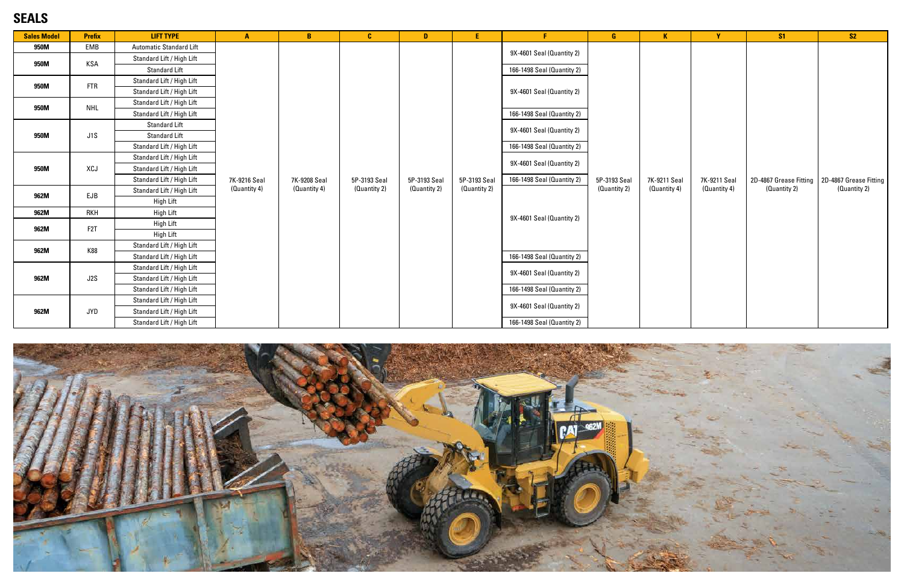# SEALS

| Sales Model | Prefix | LIFT TYPE | A | B | C | D | E | F | G | K | Y | S1 | S2 |
|---|---|---|---|---|---|---|---|---|---|---|---|---|---|
| 950M | EMB | Automatic Standard Lift | 7K-9216 Seal (Quantity 4) | 7K-9208 Seal (Quantity 4) | 5P-3193 Seal (Quantity 2) | 5P-3193 Seal (Quantity 2) | 5P-3193 Seal (Quantity 2) | 9X-4601 Seal (Quantity 2) | 5P-3193 Seal (Quantity 2) | 7K-9211 Seal (Quantity 4) | 7K-9211 Seal (Quantity 4) | 2D-4867 Grease Fitting (Quantity 2) | 2D-4867 Grease Fitting (Quantity 2) |
| 950M | KSA | Standard Lift / High Lift | 7K-9216 Seal (Quantity 4) | 7K-9208 Seal (Quantity 4) | 5P-3193 Seal (Quantity 2) | 5P-3193 Seal (Quantity 2) | 5P-3193 Seal (Quantity 2) | 9X-4601 Seal (Quantity 2) | 5P-3193 Seal (Quantity 2) | 7K-9211 Seal (Quantity 4) | 7K-9211 Seal (Quantity 4) | 2D-4867 Grease Fitting (Quantity 2) | 2D-4867 Grease Fitting (Quantity 2) |
| 950M | KSA | Standard Lift | 7K-9216 Seal (Quantity 4) | 7K-9208 Seal (Quantity 4) | 5P-3193 Seal (Quantity 2) | 5P-3193 Seal (Quantity 2) | 5P-3193 Seal (Quantity 2) | 166-1498 Seal (Quantity 2) | 5P-3193 Seal (Quantity 2) | 7K-9211 Seal (Quantity 4) | 7K-9211 Seal (Quantity 4) | 2D-4867 Grease Fitting (Quantity 2) | 2D-4867 Grease Fitting (Quantity 2) |
| 950M | FTR | Standard Lift / High Lift | 7K-9216 Seal (Quantity 4) | 7K-9208 Seal (Quantity 4) | 5P-3193 Seal (Quantity 2) | 5P-3193 Seal (Quantity 2) | 5P-3193 Seal (Quantity 2) | 9X-4601 Seal (Quantity 2) | 5P-3193 Seal (Quantity 2) | 7K-9211 Seal (Quantity 4) | 7K-9211 Seal (Quantity 4) | 2D-4867 Grease Fitting (Quantity 2) | 2D-4867 Grease Fitting (Quantity 2) |
| 950M | FTR | Standard Lift / High Lift | 7K-9216 Seal (Quantity 4) | 7K-9208 Seal (Quantity 4) | 5P-3193 Seal (Quantity 2) | 5P-3193 Seal (Quantity 2) | 5P-3193 Seal (Quantity 2) | 9X-4601 Seal (Quantity 2) | 5P-3193 Seal (Quantity 2) | 7K-9211 Seal (Quantity 4) | 7K-9211 Seal (Quantity 4) | 2D-4867 Grease Fitting (Quantity 2) | 2D-4867 Grease Fitting (Quantity 2) |
| 950M | NHL | Standard Lift / High Lift | 7K-9216 Seal (Quantity 4) | 7K-9208 Seal (Quantity 4) | 5P-3193 Seal (Quantity 2) | 5P-3193 Seal (Quantity 2) | 5P-3193 Seal (Quantity 2) | 9X-4601 Seal (Quantity 2) | 5P-3193 Seal (Quantity 2) | 7K-9211 Seal (Quantity 4) | 7K-9211 Seal (Quantity 4) | 2D-4867 Grease Fitting (Quantity 2) | 2D-4867 Grease Fitting (Quantity 2) |
| 950M | NHL | Standard Lift / High Lift | 7K-9216 Seal (Quantity 4) | 7K-9208 Seal (Quantity 4) | 5P-3193 Seal (Quantity 2) | 5P-3193 Seal (Quantity 2) | 5P-3193 Seal (Quantity 2) | 166-1498 Seal (Quantity 2) | 5P-3193 Seal (Quantity 2) | 7K-9211 Seal (Quantity 4) | 7K-9211 Seal (Quantity 4) | 2D-4867 Grease Fitting (Quantity 2) | 2D-4867 Grease Fitting (Quantity 2) |
| 950M | J1S | Standard Lift | 7K-9216 Seal (Quantity 4) | 7K-9208 Seal (Quantity 4) | 5P-3193 Seal (Quantity 2) | 5P-3193 Seal (Quantity 2) | 5P-3193 Seal (Quantity 2) | 9X-4601 Seal (Quantity 2) | 5P-3193 Seal (Quantity 2) | 7K-9211 Seal (Quantity 4) | 7K-9211 Seal (Quantity 4) | 2D-4867 Grease Fitting (Quantity 2) | 2D-4867 Grease Fitting (Quantity 2) |
| 950M | J1S | Standard Lift | 7K-9216 Seal (Quantity 4) | 7K-9208 Seal (Quantity 4) | 5P-3193 Seal (Quantity 2) | 5P-3193 Seal (Quantity 2) | 5P-3193 Seal (Quantity 2) | 9X-4601 Seal (Quantity 2) | 5P-3193 Seal (Quantity 2) | 7K-9211 Seal (Quantity 4) | 7K-9211 Seal (Quantity 4) | 2D-4867 Grease Fitting (Quantity 2) | 2D-4867 Grease Fitting (Quantity 2) |
| 950M | J1S | Standard Lift / High Lift | 7K-9216 Seal (Quantity 4) | 7K-9208 Seal (Quantity 4) | 5P-3193 Seal (Quantity 2) | 5P-3193 Seal (Quantity 2) | 5P-3193 Seal (Quantity 2) | 166-1498 Seal (Quantity 2) | 5P-3193 Seal (Quantity 2) | 7K-9211 Seal (Quantity 4) | 7K-9211 Seal (Quantity 4) | 2D-4867 Grease Fitting (Quantity 2) | 2D-4867 Grease Fitting (Quantity 2) |
| 950M | XCJ | Standard Lift / High Lift | 7K-9216 Seal (Quantity 4) | 7K-9208 Seal (Quantity 4) | 5P-3193 Seal (Quantity 2) | 5P-3193 Seal (Quantity 2) | 5P-3193 Seal (Quantity 2) | 9X-4601 Seal (Quantity 2) | 5P-3193 Seal (Quantity 2) | 7K-9211 Seal (Quantity 4) | 7K-9211 Seal (Quantity 4) | 2D-4867 Grease Fitting (Quantity 2) | 2D-4867 Grease Fitting (Quantity 2) |
| 950M | XCJ | Standard Lift / High Lift | 7K-9216 Seal (Quantity 4) | 7K-9208 Seal (Quantity 4) | 5P-3193 Seal (Quantity 2) | 5P-3193 Seal (Quantity 2) | 5P-3193 Seal (Quantity 2) | 9X-4601 Seal (Quantity 2) | 5P-3193 Seal (Quantity 2) | 7K-9211 Seal (Quantity 4) | 7K-9211 Seal (Quantity 4) | 2D-4867 Grease Fitting (Quantity 2) | 2D-4867 Grease Fitting (Quantity 2) |
| 950M | XCJ | Standard Lift / High Lift | 7K-9216 Seal (Quantity 4) | 7K-9208 Seal (Quantity 4) | 5P-3193 Seal (Quantity 2) | 5P-3193 Seal (Quantity 2) | 5P-3193 Seal (Quantity 2) | 166-1498 Seal (Quantity 2) | 5P-3193 Seal (Quantity 2) | 7K-9211 Seal (Quantity 4) | 7K-9211 Seal (Quantity 4) | 2D-4867 Grease Fitting (Quantity 2) | 2D-4867 Grease Fitting (Quantity 2) |
| 962M | EJB | Standard Lift / High Lift | 7K-9216 Seal (Quantity 4) | 7K-9208 Seal (Quantity 4) | 5P-3193 Seal (Quantity 2) | 5P-3193 Seal (Quantity 2) | 5P-3193 Seal (Quantity 2) | 9X-4601 Seal (Quantity 2) | 5P-3193 Seal (Quantity 2) | 7K-9211 Seal (Quantity 4) | 7K-9211 Seal (Quantity 4) | 2D-4867 Grease Fitting (Quantity 2) | 2D-4867 Grease Fitting (Quantity 2) |
| 962M | EJB | High Lift | 7K-9216 Seal (Quantity 4) | 7K-9208 Seal (Quantity 4) | 5P-3193 Seal (Quantity 2) | 5P-3193 Seal (Quantity 2) | 5P-3193 Seal (Quantity 2) | 9X-4601 Seal (Quantity 2) | 5P-3193 Seal (Quantity 2) | 7K-9211 Seal (Quantity 4) | 7K-9211 Seal (Quantity 4) | 2D-4867 Grease Fitting (Quantity 2) | 2D-4867 Grease Fitting (Quantity 2) |
| 962M | RKH | High Lift | 7K-9216 Seal (Quantity 4) | 7K-9208 Seal (Quantity 4) | 5P-3193 Seal (Quantity 2) | 5P-3193 Seal (Quantity 2) | 5P-3193 Seal (Quantity 2) | 9X-4601 Seal (Quantity 2) | 5P-3193 Seal (Quantity 2) | 7K-9211 Seal (Quantity 4) | 7K-9211 Seal (Quantity 4) | 2D-4867 Grease Fitting (Quantity 2) | 2D-4867 Grease Fitting (Quantity 2) |
| 962M | F2T | High Lift | 7K-9216 Seal (Quantity 4) | 7K-9208 Seal (Quantity 4) | 5P-3193 Seal (Quantity 2) | 5P-3193 Seal (Quantity 2) | 5P-3193 Seal (Quantity 2) | 9X-4601 Seal (Quantity 2) | 5P-3193 Seal (Quantity 2) | 7K-9211 Seal (Quantity 4) | 7K-9211 Seal (Quantity 4) | 2D-4867 Grease Fitting (Quantity 2) | 2D-4867 Grease Fitting (Quantity 2) |
| 962M | F2T | High Lift | 7K-9216 Seal (Quantity 4) | 7K-9208 Seal (Quantity 4) | 5P-3193 Seal (Quantity 2) | 5P-3193 Seal (Quantity 2) | 5P-3193 Seal (Quantity 2) | 9X-4601 Seal (Quantity 2) | 5P-3193 Seal (Quantity 2) | 7K-9211 Seal (Quantity 4) | 7K-9211 Seal (Quantity 4) | 2D-4867 Grease Fitting (Quantity 2) | 2D-4867 Grease Fitting (Quantity 2) |
| 962M | K88 | Standard Lift / High Lift | 7K-9216 Seal (Quantity 4) | 7K-9208 Seal (Quantity 4) | 5P-3193 Seal (Quantity 2) | 5P-3193 Seal (Quantity 2) | 5P-3193 Seal (Quantity 2) | 9X-4601 Seal (Quantity 2) | 5P-3193 Seal (Quantity 2) | 7K-9211 Seal (Quantity 4) | 7K-9211 Seal (Quantity 4) | 2D-4867 Grease Fitting (Quantity 2) | 2D-4867 Grease Fitting (Quantity 2) |
| 962M | K88 | Standard Lift / High Lift | 7K-9216 Seal (Quantity 4) | 7K-9208 Seal (Quantity 4) | 5P-3193 Seal (Quantity 2) | 5P-3193 Seal (Quantity 2) | 5P-3193 Seal (Quantity 2) | 166-1498 Seal (Quantity 2) | 5P-3193 Seal (Quantity 2) | 7K-9211 Seal (Quantity 4) | 7K-9211 Seal (Quantity 4) | 2D-4867 Grease Fitting (Quantity 2) | 2D-4867 Grease Fitting (Quantity 2) |
| 962M | J2S | Standard Lift / High Lift | 7K-9216 Seal (Quantity 4) | 7K-9208 Seal (Quantity 4) | 5P-3193 Seal (Quantity 2) | 5P-3193 Seal (Quantity 2) | 5P-3193 Seal (Quantity 2) | 9X-4601 Seal (Quantity 2) | 5P-3193 Seal (Quantity 2) | 7K-9211 Seal (Quantity 4) | 7K-9211 Seal (Quantity 4) | 2D-4867 Grease Fitting (Quantity 2) | 2D-4867 Grease Fitting (Quantity 2) |
| 962M | J2S | Standard Lift / High Lift | 7K-9216 Seal (Quantity 4) | 7K-9208 Seal (Quantity 4) | 5P-3193 Seal (Quantity 2) | 5P-3193 Seal (Quantity 2) | 5P-3193 Seal (Quantity 2) | 9X-4601 Seal (Quantity 2) | 5P-3193 Seal (Quantity 2) | 7K-9211 Seal (Quantity 4) | 7K-9211 Seal (Quantity 4) | 2D-4867 Grease Fitting (Quantity 2) | 2D-4867 Grease Fitting (Quantity 2) |
| 962M | J2S | Standard Lift / High Lift | 7K-9216 Seal (Quantity 4) | 7K-9208 Seal (Quantity 4) | 5P-3193 Seal (Quantity 2) | 5P-3193 Seal (Quantity 2) | 5P-3193 Seal (Quantity 2) | 166-1498 Seal (Quantity 2) | 5P-3193 Seal (Quantity 2) | 7K-9211 Seal (Quantity 4) | 7K-9211 Seal (Quantity 4) | 2D-4867 Grease Fitting (Quantity 2) | 2D-4867 Grease Fitting (Quantity 2) |
| 962M | JYD | Standard Lift / High Lift | 7K-9216 Seal (Quantity 4) | 7K-9208 Seal (Quantity 4) | 5P-3193 Seal (Quantity 2) | 5P-3193 Seal (Quantity 2) | 5P-3193 Seal (Quantity 2) | 9X-4601 Seal (Quantity 2) | 5P-3193 Seal (Quantity 2) | 7K-9211 Seal (Quantity 4) | 7K-9211 Seal (Quantity 4) | 2D-4867 Grease Fitting (Quantity 2) | 2D-4867 Grease Fitting (Quantity 2) |
| 962M | JYD | Standard Lift / High Lift | 7K-9216 Seal (Quantity 4) | 7K-9208 Seal (Quantity 4) | 5P-3193 Seal (Quantity 2) | 5P-3193 Seal (Quantity 2) | 5P-3193 Seal (Quantity 2) | 9X-4601 Seal (Quantity 2) | 5P-3193 Seal (Quantity 2) | 7K-9211 Seal (Quantity 4) | 7K-9211 Seal (Quantity 4) | 2D-4867 Grease Fitting (Quantity 2) | 2D-4867 Grease Fitting (Quantity 2) |
| 962M | JYD | Standard Lift / High Lift | 7K-9216 Seal (Quantity 4) | 7K-9208 Seal (Quantity 4) | 5P-3193 Seal (Quantity 2) | 5P-3193 Seal (Quantity 2) | 5P-3193 Seal (Quantity 2) | 166-1498 Seal (Quantity 2) | 5P-3193 Seal (Quantity 2) | 7K-9211 Seal (Quantity 4) | 7K-9211 Seal (Quantity 4) | 2D-4867 Grease Fitting (Quantity 2) | 2D-4867 Grease Fitting (Quantity 2) |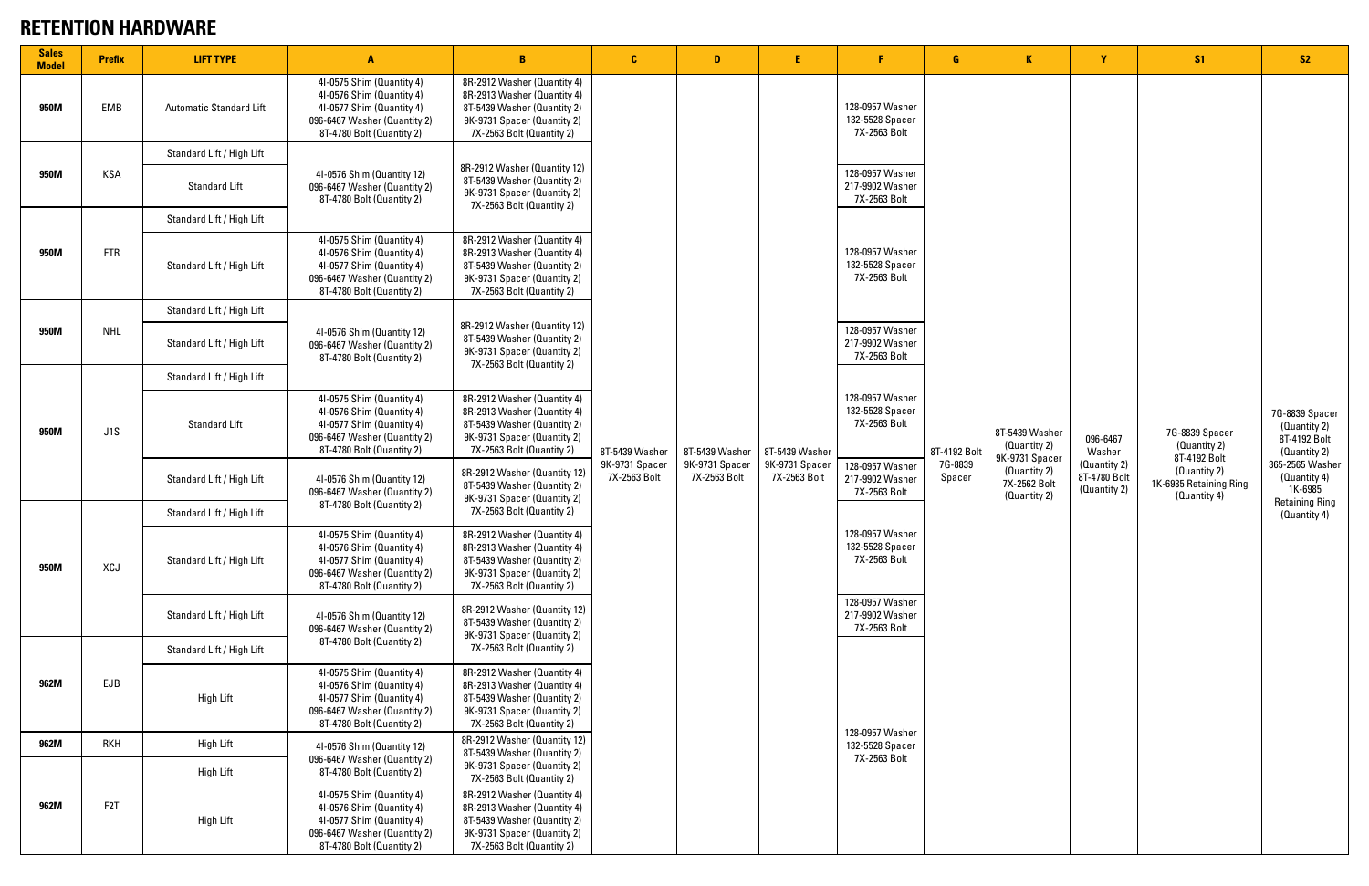# RETENTION HARDWARE

| Sales Model | Prefix | LIFT TYPE | A | B | C | D | E | F | G | K | Y | S1 | S2 |
|---|---|---|---|---|---|---|---|---|---|---|---|---|---|
| 950M | EMB | Automatic Standard Lift | 4I-0575 Shim (Quantity 4)<br>4I-0576 Shim (Quantity 4)<br>4I-0577 Shim (Quantity 4)<br>096-6467 Washer (Quantity 2)<br>8T-4780 Bolt (Quantity 2) | 8R-2912 Washer (Quantity 4)<br>8R-2913 Washer (Quantity 4)<br>8T-5439 Washer (Quantity 2)<br>9K-9731 Spacer (Quantity 2)<br>7X-2563 Bolt (Quantity 2) | 8T-5439 Washer<br>9K-9731 Spacer<br>7X-2563 Bolt | 8T-5439 Washer<br>9K-9731 Spacer<br>7X-2563 Bolt | 8T-5439 Washer<br>9K-9731 Spacer<br>7X-2563 Bolt | 128-0957 Washer<br>132-5528 Spacer<br>7X-2563 Bolt | 8T-4192 Bolt<br>7G-8839 Spacer | 8T-5439 Washer (Quantity 2)<br>9K-9731 Spacer (Quantity 2)<br>7X-2562 Bolt (Quantity 2) | 096-6467 Washer (Quantity 2)<br>8T-4780 Bolt (Quantity 2) | 7G-8839 Spacer (Quantity 2)<br>8T-4192 Bolt (Quantity 2)<br>1K-6985 Retaining Ring (Quantity 4) | 7G-8839 Spacer (Quantity 2)<br>8T-4192 Bolt (Quantity 2)<br>365-2565 Washer (Quantity 4)<br>1K-6985 Retaining Ring (Quantity 4) |
| 950M | KSA | Standard Lift / High Lift | 4I-0576 Shim (Quantity 12)<br>096-6467 Washer (Quantity 2)<br>8T-4780 Bolt (Quantity 2) | 8R-2912 Washer (Quantity 12)<br>8T-5439 Washer (Quantity 2)<br>9K-9731 Spacer (Quantity 2)<br>7X-2563 Bolt (Quantity 2) | 8T-5439 Washer<br>9K-9731 Spacer<br>7X-2563 Bolt | 8T-5439 Washer<br>9K-9731 Spacer<br>7X-2563 Bolt | 8T-5439 Washer<br>9K-9731 Spacer<br>7X-2563 Bolt | 128-0957 Washer<br>217-9902 Washer<br>7X-2563 Bolt | 8T-4192 Bolt<br>7G-8839 Spacer | 8T-5439 Washer (Quantity 2)<br>9K-9731 Spacer (Quantity 2)<br>7X-2562 Bolt (Quantity 2) | 096-6467 Washer (Quantity 2)<br>8T-4780 Bolt (Quantity 2) | 7G-8839 Spacer (Quantity 2)<br>8T-4192 Bolt (Quantity 2)<br>1K-6985 Retaining Ring (Quantity 4) | 7G-8839 Spacer (Quantity 2)<br>8T-4192 Bolt (Quantity 2)<br>365-2565 Washer (Quantity 4)<br>1K-6985 Retaining Ring (Quantity 4) |
| 950M | KSA | Standard Lift | 4I-0576 Shim (Quantity 12)<br>096-6467 Washer (Quantity 2)<br>8T-4780 Bolt (Quantity 2) | 8R-2912 Washer (Quantity 12)<br>8T-5439 Washer (Quantity 2)<br>9K-9731 Spacer (Quantity 2)<br>7X-2563 Bolt (Quantity 2) | 8T-5439 Washer<br>9K-9731 Spacer<br>7X-2563 Bolt | 8T-5439 Washer<br>9K-9731 Spacer<br>7X-2563 Bolt | 8T-5439 Washer<br>9K-9731 Spacer<br>7X-2563 Bolt | 128-0957 Washer<br>217-9902 Washer<br>7X-2563 Bolt | 8T-4192 Bolt<br>7G-8839 Spacer | 8T-5439 Washer (Quantity 2)<br>9K-9731 Spacer (Quantity 2)<br>7X-2562 Bolt (Quantity 2) | 096-6467 Washer (Quantity 2)<br>8T-4780 Bolt (Quantity 2) | 7G-8839 Spacer (Quantity 2)<br>8T-4192 Bolt (Quantity 2)<br>1K-6985 Retaining Ring (Quantity 4) | 7G-8839 Spacer (Quantity 2)<br>8T-4192 Bolt (Quantity 2)<br>365-2565 Washer (Quantity 4)<br>1K-6985 Retaining Ring (Quantity 4) |
| 950M | FTR | Standard Lift / High Lift | 4I-0575 Shim (Quantity 4)<br>4I-0576 Shim (Quantity 4)<br>4I-0577 Shim (Quantity 4)<br>096-6467 Washer (Quantity 2)<br>8T-4780 Bolt (Quantity 2) | 8R-2912 Washer (Quantity 4)<br>8R-2913 Washer (Quantity 4)<br>8T-5439 Washer (Quantity 2)<br>9K-9731 Spacer (Quantity 2)<br>7X-2563 Bolt (Quantity 2) | 8T-5439 Washer<br>9K-9731 Spacer<br>7X-2563 Bolt | 8T-5439 Washer<br>9K-9731 Spacer<br>7X-2563 Bolt | 8T-5439 Washer<br>9K-9731 Spacer<br>7X-2563 Bolt | 128-0957 Washer<br>132-5528 Spacer<br>7X-2563 Bolt | 8T-4192 Bolt<br>7G-8839 Spacer | 8T-5439 Washer (Quantity 2)<br>9K-9731 Spacer (Quantity 2)<br>7X-2562 Bolt (Quantity 2) | 096-6467 Washer (Quantity 2)<br>8T-4780 Bolt (Quantity 2) | 7G-8839 Spacer (Quantity 2)<br>8T-4192 Bolt (Quantity 2)<br>1K-6985 Retaining Ring (Quantity 4) | 7G-8839 Spacer (Quantity 2)<br>8T-4192 Bolt (Quantity 2)<br>365-2565 Washer (Quantity 4)<br>1K-6985 Retaining Ring (Quantity 4) |
| 950M | FTR | Standard Lift / High Lift | 4I-0575 Shim (Quantity 4)<br>4I-0576 Shim (Quantity 4)<br>4I-0577 Shim (Quantity 4)<br>096-6467 Washer (Quantity 2)<br>8T-4780 Bolt (Quantity 2) | 8R-2912 Washer (Quantity 4)<br>8R-2913 Washer (Quantity 4)<br>8T-5439 Washer (Quantity 2)<br>9K-9731 Spacer (Quantity 2)<br>7X-2563 Bolt (Quantity 2) | 8T-5439 Washer<br>9K-9731 Spacer<br>7X-2563 Bolt | 8T-5439 Washer<br>9K-9731 Spacer<br>7X-2563 Bolt | 8T-5439 Washer<br>9K-9731 Spacer<br>7X-2563 Bolt | 128-0957 Washer<br>132-5528 Spacer<br>7X-2563 Bolt | 8T-4192 Bolt<br>7G-8839 Spacer | 8T-5439 Washer (Quantity 2)<br>9K-9731 Spacer (Quantity 2)<br>7X-2562 Bolt (Quantity 2) | 096-6467 Washer (Quantity 2)<br>8T-4780 Bolt (Quantity 2) | 7G-8839 Spacer (Quantity 2)<br>8T-4192 Bolt (Quantity 2)<br>1K-6985 Retaining Ring (Quantity 4) | 7G-8839 Spacer (Quantity 2)<br>8T-4192 Bolt (Quantity 2)<br>365-2565 Washer (Quantity 4)<br>1K-6985 Retaining Ring (Quantity 4) |
| 950M | NHL | Standard Lift / High Lift | 4I-0576 Shim (Quantity 12)<br>096-6467 Washer (Quantity 2)<br>8T-4780 Bolt (Quantity 2) | 8R-2912 Washer (Quantity 12)<br>8T-5439 Washer (Quantity 2)<br>9K-9731 Spacer (Quantity 2)<br>7X-2563 Bolt (Quantity 2) | 8T-5439 Washer<br>9K-9731 Spacer<br>7X-2563 Bolt | 8T-5439 Washer<br>9K-9731 Spacer<br>7X-2563 Bolt | 8T-5439 Washer<br>9K-9731 Spacer<br>7X-2563 Bolt | 128-0957 Washer<br>217-9902 Washer<br>7X-2563 Bolt | 8T-4192 Bolt<br>7G-8839 Spacer | 8T-5439 Washer (Quantity 2)<br>9K-9731 Spacer (Quantity 2)<br>7X-2562 Bolt (Quantity 2) | 096-6467 Washer (Quantity 2)<br>8T-4780 Bolt (Quantity 2) | 7G-8839 Spacer (Quantity 2)<br>8T-4192 Bolt (Quantity 2)<br>1K-6985 Retaining Ring (Quantity 4) | 7G-8839 Spacer (Quantity 2)<br>8T-4192 Bolt (Quantity 2)<br>365-2565 Washer (Quantity 4)<br>1K-6985 Retaining Ring (Quantity 4) |
| 950M | NHL | Standard Lift / High Lift | 4I-0576 Shim (Quantity 12)<br>096-6467 Washer (Quantity 2)<br>8T-4780 Bolt (Quantity 2) | 8R-2912 Washer (Quantity 12)<br>8T-5439 Washer (Quantity 2)<br>9K-9731 Spacer (Quantity 2)<br>7X-2563 Bolt (Quantity 2) | 8T-5439 Washer<br>9K-9731 Spacer<br>7X-2563 Bolt | 8T-5439 Washer<br>9K-9731 Spacer<br>7X-2563 Bolt | 8T-5439 Washer<br>9K-9731 Spacer<br>7X-2563 Bolt | 128-0957 Washer<br>217-9902 Washer<br>7X-2563 Bolt | 8T-4192 Bolt<br>7G-8839 Spacer | 8T-5439 Washer (Quantity 2)<br>9K-9731 Spacer (Quantity 2)<br>7X-2562 Bolt (Quantity 2) | 096-6467 Washer (Quantity 2)<br>8T-4780 Bolt (Quantity 2) | 7G-8839 Spacer (Quantity 2)<br>8T-4192 Bolt (Quantity 2)<br>1K-6985 Retaining Ring (Quantity 4) | 7G-8839 Spacer (Quantity 2)<br>8T-4192 Bolt (Quantity 2)<br>365-2565 Washer (Quantity 4)<br>1K-6985 Retaining Ring (Quantity 4) |
| 950M | J1S | Standard Lift / High Lift | 4I-0575 Shim (Quantity 4)<br>4I-0576 Shim (Quantity 4)<br>4I-0577 Shim (Quantity 4)<br>096-6467 Washer (Quantity 2)<br>8T-4780 Bolt (Quantity 2) | 8R-2912 Washer (Quantity 4)<br>8R-2913 Washer (Quantity 4)<br>8T-5439 Washer (Quantity 2)<br>9K-9731 Spacer (Quantity 2)<br>7X-2563 Bolt (Quantity 2) | 8T-5439 Washer<br>9K-9731 Spacer<br>7X-2563 Bolt | 8T-5439 Washer<br>9K-9731 Spacer<br>7X-2563 Bolt | 8T-5439 Washer<br>9K-9731 Spacer<br>7X-2563 Bolt | 128-0957 Washer<br>132-5528 Spacer<br>7X-2563 Bolt | 8T-4192 Bolt<br>7G-8839 Spacer | 8T-5439 Washer (Quantity 2)<br>9K-9731 Spacer (Quantity 2)<br>7X-2562 Bolt (Quantity 2) | 096-6467 Washer (Quantity 2)<br>8T-4780 Bolt (Quantity 2) | 7G-8839 Spacer (Quantity 2)<br>8T-4192 Bolt (Quantity 2)<br>1K-6985 Retaining Ring (Quantity 4) | 7G-8839 Spacer (Quantity 2)<br>8T-4192 Bolt (Quantity 2)<br>365-2565 Washer (Quantity 4)<br>1K-6985 Retaining Ring (Quantity 4) |
| 950M | J1S | Standard Lift | 4I-0575 Shim (Quantity 4)<br>4I-0576 Shim (Quantity 4)<br>4I-0577 Shim (Quantity 4)<br>096-6467 Washer (Quantity 2)<br>8T-4780 Bolt (Quantity 2) | 8R-2912 Washer (Quantity 4)<br>8R-2913 Washer (Quantity 4)<br>8T-5439 Washer (Quantity 2)<br>9K-9731 Spacer (Quantity 2)<br>7X-2563 Bolt (Quantity 2) | 8T-5439 Washer<br>9K-9731 Spacer<br>7X-2563 Bolt | 8T-5439 Washer<br>9K-9731 Spacer<br>7X-2563 Bolt | 8T-5439 Washer<br>9K-9731 Spacer<br>7X-2563 Bolt | 128-0957 Washer<br>132-5528 Spacer<br>7X-2563 Bolt | 8T-4192 Bolt<br>7G-8839 Spacer | 8T-5439 Washer (Quantity 2)<br>9K-9731 Spacer (Quantity 2)<br>7X-2562 Bolt (Quantity 2) | 096-6467 Washer (Quantity 2)<br>8T-4780 Bolt (Quantity 2) | 7G-8839 Spacer (Quantity 2)<br>8T-4192 Bolt (Quantity 2)<br>1K-6985 Retaining Ring (Quantity 4) | 7G-8839 Spacer (Quantity 2)<br>8T-4192 Bolt (Quantity 2)<br>365-2565 Washer (Quantity 4)<br>1K-6985 Retaining Ring (Quantity 4) |
| 950M | J1S | Standard Lift / High Lift | 4I-0576 Shim (Quantity 12)<br>096-6467 Washer (Quantity 2)<br>8T-4780 Bolt (Quantity 2) | 8R-2912 Washer (Quantity 12)<br>8T-5439 Washer (Quantity 2)<br>9K-9731 Spacer (Quantity 2)<br>7X-2563 Bolt (Quantity 2) | 8T-5439 Washer<br>9K-9731 Spacer<br>7X-2563 Bolt | 8T-5439 Washer<br>9K-9731 Spacer<br>7X-2563 Bolt | 8T-5439 Washer<br>9K-9731 Spacer<br>7X-2563 Bolt | 128-0957 Washer<br>217-9902 Washer<br>7X-2563 Bolt | 8T-4192 Bolt<br>7G-8839 Spacer | 8T-5439 Washer (Quantity 2)<br>9K-9731 Spacer (Quantity 2)<br>7X-2562 Bolt (Quantity 2) | 096-6467 Washer (Quantity 2)<br>8T-4780 Bolt (Quantity 2) | 7G-8839 Spacer (Quantity 2)<br>8T-4192 Bolt (Quantity 2)<br>1K-6985 Retaining Ring (Quantity 4) | 7G-8839 Spacer (Quantity 2)<br>8T-4192 Bolt (Quantity 2)<br>365-2565 Washer (Quantity 4)<br>1K-6985 Retaining Ring (Quantity 4) |
| 950M | XCJ | Standard Lift / High Lift | 4I-0576 Shim (Quantity 12)<br>096-6467 Washer (Quantity 2)<br>8T-4780 Bolt (Quantity 2) | 8R-2912 Washer (Quantity 12)<br>8T-5439 Washer (Quantity 2)<br>9K-9731 Spacer (Quantity 2)<br>7X-2563 Bolt (Quantity 2) | 8T-5439 Washer<br>9K-9731 Spacer<br>7X-2563 Bolt | 8T-5439 Washer<br>9K-9731 Spacer<br>7X-2563 Bolt | 8T-5439 Washer<br>9K-9731 Spacer<br>7X-2563 Bolt | 128-0957 Washer<br>132-5528 Spacer<br>7X-2563 Bolt | 8T-4192 Bolt<br>7G-8839 Spacer | 8T-5439 Washer (Quantity 2)<br>9K-9731 Spacer (Quantity 2)<br>7X-2562 Bolt (Quantity 2) | 096-6467 Washer (Quantity 2)<br>8T-4780 Bolt (Quantity 2) | 7G-8839 Spacer (Quantity 2)<br>8T-4192 Bolt (Quantity 2)<br>1K-6985 Retaining Ring (Quantity 4) | 7G-8839 Spacer (Quantity 2)<br>8T-4192 Bolt (Quantity 2)<br>365-2565 Washer (Quantity 4)<br>1K-6985 Retaining Ring (Quantity 4) |
| 950M | XCJ | Standard Lift / High Lift | 4I-0575 Shim (Quantity 4)<br>4I-0576 Shim (Quantity 4)<br>4I-0577 Shim (Quantity 4)<br>096-6467 Washer (Quantity 2)<br>8T-4780 Bolt (Quantity 2) | 8R-2912 Washer (Quantity 4)<br>8R-2913 Washer (Quantity 4)<br>8T-5439 Washer (Quantity 2)<br>9K-9731 Spacer (Quantity 2)<br>7X-2563 Bolt (Quantity 2) | 8T-5439 Washer<br>9K-9731 Spacer<br>7X-2563 Bolt | 8T-5439 Washer<br>9K-9731 Spacer<br>7X-2563 Bolt | 8T-5439 Washer<br>9K-9731 Spacer<br>7X-2563 Bolt | 128-0957 Washer<br>132-5528 Spacer<br>7X-2563 Bolt | 8T-4192 Bolt<br>7G-8839 Spacer | 8T-5439 Washer (Quantity 2)<br>9K-9731 Spacer (Quantity 2)<br>7X-2562 Bolt (Quantity 2) | 096-6467 Washer (Quantity 2)<br>8T-4780 Bolt (Quantity 2) | 7G-8839 Spacer (Quantity 2)<br>8T-4192 Bolt (Quantity 2)<br>1K-6985 Retaining Ring (Quantity 4) | 7G-8839 Spacer (Quantity 2)<br>8T-4192 Bolt (Quantity 2)<br>365-2565 Washer (Quantity 4)<br>1K-6985 Retaining Ring (Quantity 4) |
| 950M | XCJ | Standard Lift / High Lift | 4I-0576 Shim (Quantity 12)<br>096-6467 Washer (Quantity 2)<br>8T-4780 Bolt (Quantity 2) | 8R-2912 Washer (Quantity 12)<br>8T-5439 Washer (Quantity 2)<br>9K-9731 Spacer (Quantity 2)<br>7X-2563 Bolt (Quantity 2) | 8T-5439 Washer<br>9K-9731 Spacer<br>7X-2563 Bolt | 8T-5439 Washer<br>9K-9731 Spacer<br>7X-2563 Bolt | 8T-5439 Washer<br>9K-9731 Spacer<br>7X-2563 Bolt | 128-0957 Washer<br>217-9902 Washer<br>7X-2563 Bolt | 8T-4192 Bolt<br>7G-8839 Spacer | 8T-5439 Washer (Quantity 2)<br>9K-9731 Spacer (Quantity 2)<br>7X-2562 Bolt (Quantity 2) | 096-6467 Washer (Quantity 2)<br>8T-4780 Bolt (Quantity 2) | 7G-8839 Spacer (Quantity 2)<br>8T-4192 Bolt (Quantity 2)<br>1K-6985 Retaining Ring (Quantity 4) | 7G-8839 Spacer (Quantity 2)<br>8T-4192 Bolt (Quantity 2)<br>365-2565 Washer (Quantity 4)<br>1K-6985 Retaining Ring (Quantity 4) |
| 962M | EJB | Standard Lift / High Lift | 4I-0576 Shim (Quantity 12)<br>096-6467 Washer (Quantity 2)<br>8T-4780 Bolt (Quantity 2) | 8R-2912 Washer (Quantity 12)<br>8T-5439 Washer (Quantity 2)<br>9K-9731 Spacer (Quantity 2)<br>7X-2563 Bolt (Quantity 2) | 8T-5439 Washer<br>9K-9731 Spacer<br>7X-2563 Bolt | 8T-5439 Washer<br>9K-9731 Spacer<br>7X-2563 Bolt | 8T-5439 Washer<br>9K-9731 Spacer<br>7X-2563 Bolt | 128-0957 Washer<br>132-5528 Spacer<br>7X-2563 Bolt | 8T-4192 Bolt<br>7G-8839 Spacer | 8T-5439 Washer (Quantity 2)<br>9K-9731 Spacer (Quantity 2)<br>7X-2562 Bolt (Quantity 2) | 096-6467 Washer (Quantity 2)<br>8T-4780 Bolt (Quantity 2) | 7G-8839 Spacer (Quantity 2)<br>8T-4192 Bolt (Quantity 2)<br>1K-6985 Retaining Ring (Quantity 4) | 7G-8839 Spacer (Quantity 2)<br>8T-4192 Bolt (Quantity 2)<br>365-2565 Washer (Quantity 4)<br>1K-6985 Retaining Ring (Quantity 4) |
| 962M | EJB | High Lift | 4I-0575 Shim (Quantity 4)<br>4I-0576 Shim (Quantity 4)<br>4I-0577 Shim (Quantity 4)<br>096-6467 Washer (Quantity 2)<br>8T-4780 Bolt (Quantity 2) | 8R-2912 Washer (Quantity 4)<br>8R-2913 Washer (Quantity 4)<br>8T-5439 Washer (Quantity 2)<br>9K-9731 Spacer (Quantity 2)<br>7X-2563 Bolt (Quantity 2) | 8T-5439 Washer<br>9K-9731 Spacer<br>7X-2563 Bolt | 8T-5439 Washer<br>9K-9731 Spacer<br>7X-2563 Bolt | 8T-5439 Washer<br>9K-9731 Spacer<br>7X-2563 Bolt | 128-0957 Washer<br>132-5528 Spacer<br>7X-2563 Bolt | 8T-4192 Bolt<br>7G-8839 Spacer | 8T-5439 Washer (Quantity 2)<br>9K-9731 Spacer (Quantity 2)<br>7X-2562 Bolt (Quantity 2) | 096-6467 Washer (Quantity 2)<br>8T-4780 Bolt (Quantity 2) | 7G-8839 Spacer (Quantity 2)<br>8T-4192 Bolt (Quantity 2)<br>1K-6985 Retaining Ring (Quantity 4) | 7G-8839 Spacer (Quantity 2)<br>8T-4192 Bolt (Quantity 2)<br>365-2565 Washer (Quantity 4)<br>1K-6985 Retaining Ring (Quantity 4) |
| 962M | RKH | High Lift | 4I-0576 Shim (Quantity 12)<br>096-6467 Washer (Quantity 2)<br>8T-4780 Bolt (Quantity 2) | 8R-2912 Washer (Quantity 12)<br>8T-5439 Washer (Quantity 2)<br>9K-9731 Spacer (Quantity 2)<br>7X-2563 Bolt (Quantity 2) | 8T-5439 Washer<br>9K-9731 Spacer<br>7X-2563 Bolt | 8T-5439 Washer<br>9K-9731 Spacer<br>7X-2563 Bolt | 8T-5439 Washer<br>9K-9731 Spacer<br>7X-2563 Bolt | 128-0957 Washer<br>132-5528 Spacer<br>7X-2563 Bolt | 8T-4192 Bolt<br>7G-8839 Spacer | 8T-5439 Washer (Quantity 2)<br>9K-9731 Spacer (Quantity 2)<br>7X-2562 Bolt (Quantity 2) | 096-6467 Washer (Quantity 2)<br>8T-4780 Bolt (Quantity 2) | 7G-8839 Spacer (Quantity 2)<br>8T-4192 Bolt (Quantity 2)<br>1K-6985 Retaining Ring (Quantity 4) | 7G-8839 Spacer (Quantity 2)<br>8T-4192 Bolt (Quantity 2)<br>365-2565 Washer (Quantity 4)<br>1K-6985 Retaining Ring (Quantity 4) |
| 962M | F2T | High Lift | 4I-0576 Shim (Quantity 12)<br>096-6467 Washer (Quantity 2)<br>8T-4780 Bolt (Quantity 2) | 8R-2912 Washer (Quantity 12)<br>8T-5439 Washer (Quantity 2)<br>9K-9731 Spacer (Quantity 2)<br>7X-2563 Bolt (Quantity 2) | 8T-5439 Washer<br>9K-9731 Spacer<br>7X-2563 Bolt | 8T-5439 Washer<br>9K-9731 Spacer<br>7X-2563 Bolt | 8T-5439 Washer<br>9K-9731 Spacer<br>7X-2563 Bolt | 128-0957 Washer<br>132-5528 Spacer<br>7X-2563 Bolt | 8T-4192 Bolt<br>7G-8839 Spacer | 8T-5439 Washer (Quantity 2)<br>9K-9731 Spacer (Quantity 2)<br>7X-2562 Bolt (Quantity 2) | 096-6467 Washer (Quantity 2)<br>8T-4780 Bolt (Quantity 2) | 7G-8839 Spacer (Quantity 2)<br>8T-4192 Bolt (Quantity 2)<br>1K-6985 Retaining Ring (Quantity 4) | 7G-8839 Spacer (Quantity 2)<br>8T-4192 Bolt (Quantity 2)<br>365-2565 Washer (Quantity 4)<br>1K-6985 Retaining Ring (Quantity 4) |
| 962M | F2T | High Lift | 4I-0575 Shim (Quantity 4)<br>4I-0576 Shim (Quantity 4)<br>4I-0577 Shim (Quantity 4)<br>096-6467 Washer (Quantity 2)<br>8T-4780 Bolt (Quantity 2) | 8R-2912 Washer (Quantity 4)<br>8R-2913 Washer (Quantity 4)<br>8T-5439 Washer (Quantity 2)<br>9K-9731 Spacer (Quantity 2)<br>7X-2563 Bolt (Quantity 2) | 8T-5439 Washer<br>9K-9731 Spacer<br>7X-2563 Bolt | 8T-5439 Washer<br>9K-9731 Spacer<br>7X-2563 Bolt | 8T-5439 Washer<br>9K-9731 Spacer<br>7X-2563 Bolt | 128-0957 Washer<br>132-5528 Spacer<br>7X-2563 Bolt | 8T-4192 Bolt<br>7G-8839 Spacer | 8T-5439 Washer (Quantity 2)<br>9K-9731 Spacer (Quantity 2)<br>7X-2562 Bolt (Quantity 2) | 096-6467 Washer (Quantity 2)<br>8T-4780 Bolt (Quantity 2) | 7G-8839 Spacer (Quantity 2)<br>8T-4192 Bolt (Quantity 2)<br>1K-6985 Retaining Ring (Quantity 4) | 7G-8839 Spacer (Quantity 2)<br>8T-4192 Bolt (Quantity 2)<br>365-2565 Washer (Quantity 4)<br>1K-6985 Retaining Ring (Quantity 4) |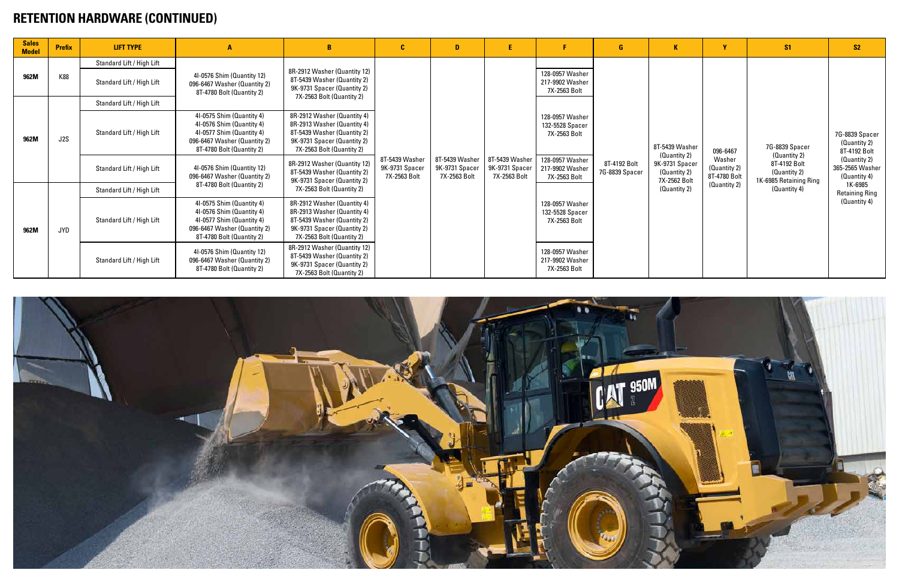# RETENTION HARDWARE (CONTINUED)

| Sales Model | Prefix | LIFT TYPE | A | B | C | D | E | F | G | K | Y | S1 | S2 |
|---|---|---|---|---|---|---|---|---|---|---|---|---|---|
| 962M | K88 | Standard Lift / High Lift | 4I-0576 Shim (Quantity 12) 096-6467 Washer (Quantity 2) 8T-4780 Bolt (Quantity 2) | 8R-2912 Washer (Quantity 12) 8T-5439 Washer (Quantity 2) 9K-9731 Spacer (Quantity 2) 7X-2563 Bolt (Quantity 2) | 8T-5439 Washer 9K-9731 Spacer 7X-2563 Bolt | 8T-5439 Washer 9K-9731 Spacer 7X-2563 Bolt | 8T-5439 Washer 9K-9731 Spacer 7X-2563 Bolt | | 8T-4192 Bolt 7G-8839 Spacer | 8T-5439 Washer (Quantity 2) 9K-9731 Spacer (Quantity 2) 7X-2562 Bolt (Quantity 2) | 096-6467 Washer (Quantity 2) 8T-4780 Bolt (Quantity 2) | 7G-8839 Spacer (Quantity 2) 8T-4192 Bolt (Quantity 2) 1K-6985 Retaining Ring (Quantity 4) | 7G-8839 Spacer (Quantity 2) 8T-4192 Bolt (Quantity 2) 365-2565 Washer (Quantity 4) 1K-6985 Retaining Ring (Quantity 4) |
| | | Standard Lift / High Lift | | | | | | 128-0957 Washer 217-9902 Washer 7X-2563 Bolt | | | | | |
| 962M | J2S | Standard Lift / High Lift | | | | | | 128-0957 Washer 132-5528 Spacer 7X-2563 Bolt | | | | | |
| | | Standard Lift / High Lift | 4I-0575 Shim (Quantity 4) 4I-0576 Shim (Quantity 4) 4I-0577 Shim (Quantity 4) 096-6467 Washer (Quantity 2) 8T-4780 Bolt (Quantity 2) | 8R-2912 Washer (Quantity 4) 8R-2913 Washer (Quantity 4) 8T-5439 Washer (Quantity 2) 9K-9731 Spacer (Quantity 2) 7X-2563 Bolt (Quantity 2) | | | | | | | | | |
| | | Standard Lift / High Lift | 4I-0576 Shim (Quantity 12) 096-6467 Washer (Quantity 2) 8T-4780 Bolt (Quantity 2) | 8R-2912 Washer (Quantity 12) 8T-5439 Washer (Quantity 2) 9K-9731 Spacer (Quantity 2) 7X-2563 Bolt (Quantity 2) | | | | 128-0957 Washer 217-9902 Washer 7X-2563 Bolt | | | | | |
| 962M | JYD | Standard Lift / High Lift | | | | | | 128-0957 Washer 132-5528 Spacer 7X-2563 Bolt | | | | | |
| | | Standard Lift / High Lift | 4I-0575 Shim (Quantity 4) 4I-0576 Shim (Quantity 4) 4I-0577 Shim (Quantity 4) 096-6467 Washer (Quantity 2) 8T-4780 Bolt (Quantity 2) | 8R-2912 Washer (Quantity 4) 8R-2913 Washer (Quantity 4) 8T-5439 Washer (Quantity 2) 9K-9731 Spacer (Quantity 2) 7X-2563 Bolt (Quantity 2) | | | | | | | | | |
| | | Standard Lift / High Lift | 4I-0576 Shim (Quantity 12) 096-6467 Washer (Quantity 2) 8T-4780 Bolt (Quantity 2) | 8R-2912 Washer (Quantity 12) 8T-5439 Washer (Quantity 2) 9K-9731 Spacer (Quantity 2) 7X-2563 Bolt (Quantity 2) | | | | 128-0957 Washer 217-9902 Washer 7X-2563 Bolt | | | | | |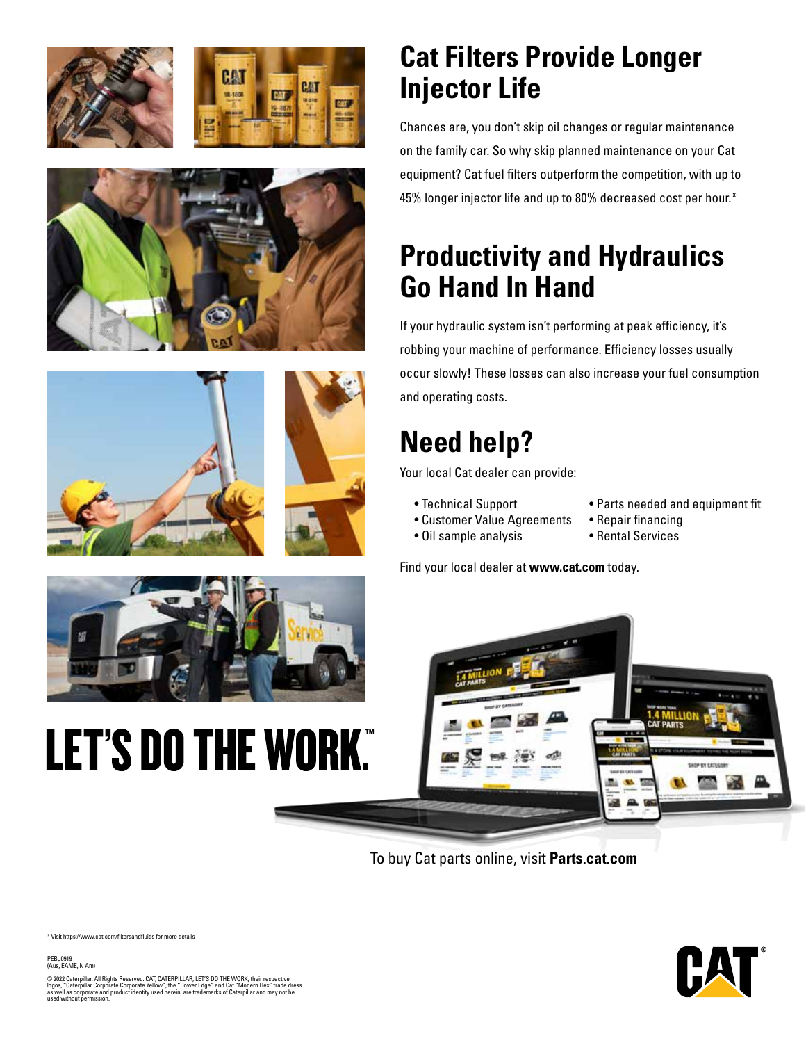## Cat Filters Provide Longer Injector Life

Chances are, you don't skip oil changes or regular maintenance on the family car. So why skip planned maintenance on your Cat equipment? Cat fuel filters outperform the competition, with up to 45% longer injector life and up to 80% decreased cost per hour.*

## Productivity and Hydraulics Go Hand In Hand

If your hydraulic system isn't performing at peak efficiency, it's robbing your machine of performance. Efficiency losses usually occur slowly! These losses can also increase your fuel consumption and operating costs.

## Need help?

Your local Cat dealer can provide:

- Technical Support
- Customer Value Agreements
- Oil sample analysis
- Parts needed and equipment fit
- Repair financing
- Rental Services

Find your local dealer at **www.cat.com** today.

# LET'S DO THE WORK.™

To buy Cat parts online, visit **Parts.cat.com**

* Visit https://www.cat.com/filtersandfluids for more details

PEBJ0919
(Aus, EAME, N Am)

© 2022 Caterpillar. All Rights Reserved. CAT, CATERPILLAR, LET'S DO THE WORK, their respective logos, "Caterpillar Corporate Corporate Yellow", the "Power Edge" and Cat "Modern Hex" trade dress as well as corporate and product identity used herein, are trademarks of Caterpillar and may not be used without permission.